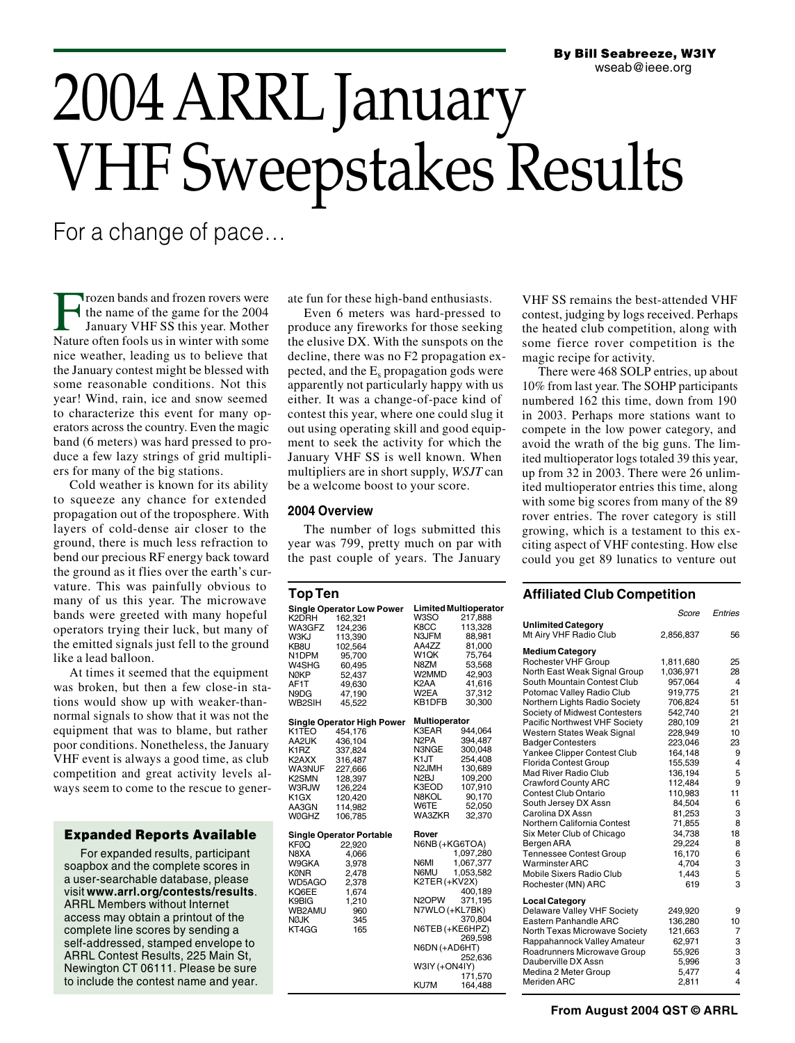By Bill Seabreeze, W3IY
wseab@ieee.org

# 2004 ARRL January VHF Sweepstakes Results

## For a change of pace…

Frozen bands and frozen rovers were the name of the game for the 2004 January VHF SS this year. Mother Nature often fools us in winter with some nice weather, leading us to believe that the January contest might be blessed with some reasonable conditions. Not this year! Wind, rain, ice and snow seemed to characterize this event for many operators across the country. Even the magic band (6 meters) was hard pressed to produce a few lazy strings of grid multipliers for many of the big stations.

Cold weather is known for its ability to squeeze any chance for extended propagation out of the troposphere. With layers of cold-dense air closer to the ground, there is much less refraction to bend our precious RF energy back toward the ground as it flies over the earth's curvature. This was painfully obvious to many of us this year. The microwave bands were greeted with many hopeful operators trying their luck, but many of the emitted signals just fell to the ground like a lead balloon.

At times it seemed that the equipment was broken, but then a few close-in stations would show up with weaker-than-normal signals to show that it was not the equipment that was to blame, but rather poor conditions. Nonetheless, the January VHF event is always a good time, as club competition and great activity levels always seem to come to the rescue to generate fun for these high-band enthusiasts.

Even 6 meters was hard-pressed to produce any fireworks for those seeking the elusive DX. With the sunspots on the decline, there was no F2 propagation expected, and the $E_s$ propagation gods were apparently not particularly happy with us either. It was a change-of-pace kind of contest this year, where one could slug it out using operating skill and good equipment to seek the activity for which the January VHF SS is well known. When multipliers are in short supply, *WSJT* can be a welcome boost to your score.

### 2004 Overview

The number of logs submitted this year was 799, pretty much on par with the past couple of years. The January VHF SS remains the best-attended VHF contest, judging by logs received. Perhaps the heated club competition, along with some fierce rover competition is the magic recipe for activity.

There were 468 SOLP entries, up about 10% from last year. The SOHP participants numbered 162 this time, down from 190 in 2003. Perhaps more stations want to compete in the low power category, and avoid the wrath of the big guns. The limited multioperator logs totaled 39 this year, up from 32 in 2003. There were 26 unlimited multioperator entries this time, along with some big scores from many of the 89 rover entries. The rover category is still growing, which is a testament to this exciting aspect of VHF contesting. How else could you get 89 lunatics to venture out

### Expanded Reports Available

For expanded results, participant soapbox and the complete scores in a user-searchable database, please visit **www.arrl.org/contests/results**. ARRL Members without Internet access may obtain a printout of the complete line scores by sending a self-addressed, stamped envelope to ARRL Contest Results, 225 Main St, Newington CT 06111. Please be sure to include the contest name and year.

### Top Ten

**Single Operator Low Power**

| Call | Score |
|---|---|
| K2DRH | 162,321 |
| WA3GFZ | 124,236 |
| W3KJ | 113,390 |
| KB8U | 102,564 |
| N1DPM | 95,700 |
| W4SHG | 60,495 |
| NØKP | 52,437 |
| AF1T | 49,630 |
| N9DG | 47,190 |
| WB2SIH | 45,522 |

**Single Operator High Power**

| Call | Score |
|---|---|
| K1TEO | 454,176 |
| AA2UK | 436,104 |
| K1RZ | 337,824 |
| K2AXX | 316,487 |
| WA3NUF | 227,666 |
| K2SMN | 128,397 |
| W3RJW | 126,224 |
| K1GX | 120,420 |
| AA3GN | 114,982 |
| WØGHZ | 106,785 |

**Single Operator Portable**

| Call | Score |
|---|---|
| KFØQ | 22,920 |
| N8XA | 4,066 |
| W9GKA | 3,978 |
| KØNR | 2,478 |
| WD5AGO | 2,378 |
| KQ6EE | 1,674 |
| K9BIG | 1,210 |
| WB2AMU | 960 |
| NØJK | 345 |
| KT4GG | 165 |

**Limited Multioperator**

| Call | Score |
|---|---|
| W3SO | 217,888 |
| K8CC | 113,328 |
| N3JFM | 88,981 |
| AA4ZZ | 81,000 |
| W1QK | 75,764 |
| N8ZM | 53,568 |
| W2MMD | 42,903 |
| K2AA | 41,616 |
| W2EA | 37,312 |
| KB1DFB | 30,300 |

**Multioperator**

| Call | Score |
|---|---|
| K3EAR | 944,064 |
| N2PA | 394,487 |
| N3NGE | 300,048 |
| K1JT | 254,408 |
| N2JMH | 130,689 |
| N2BJ | 109,200 |
| K3EOD | 107,910 |
| N8KOL | 90,170 |
| W6TE | 52,050 |
| WA3ZKR | 32,370 |

**Rover**

| Call | Score |
|---|---|
| N6NB (+KG6TOA) | 1,097,280 |
| N6MI | 1,067,377 |
| N6MU | 1,053,582 |
| K2TER (+KV2X) | 400,189 |
| N2OPW | 371,195 |
| N7WLO (+KL7BK) | 370,804 |
| N6TEB (+KE6HPZ) | 269,598 |
| N6DN (+AD6HT) | 252,636 |
| W3IY (+ON4IY) | 171,570 |
| KU7M | 164,488 |

### Affiliated Club Competition

| | Score | Entries |
|---|---|---|
| **Unlimited Category** | | |
| Mt Airy VHF Radio Club | 2,856,837 | 56 |
| **Medium Category** | | |
| Rochester VHF Group | 1,811,680 | 25 |
| North East Weak Signal Group | 1,036,971 | 28 |
| South Mountain Contest Club | 957,064 | 4 |
| Potomac Valley Radio Club | 919,775 | 21 |
| Northern Lights Radio Society | 706,824 | 51 |
| Society of Midwest Contesters | 542,740 | 21 |
| Pacific Northwest VHF Society | 280,109 | 21 |
| Western States Weak Signal | 228,949 | 10 |
| Badger Contesters | 223,046 | 23 |
| Yankee Clipper Contest Club | 164,148 | 9 |
| Florida Contest Group | 155,539 | 4 |
| Mad River Radio Club | 136,194 | 5 |
| Crawford County ARC | 112,484 | 9 |
| Contest Club Ontario | 110,983 | 11 |
| South Jersey DX Assn | 84,504 | 6 |
| Carolina DX Assn | 81,253 | 3 |
| Northern California Contest | 71,855 | 8 |
| Six Meter Club of Chicago | 34,738 | 18 |
| Bergen ARA | 29,224 | 8 |
| Tennessee Contest Group | 16,170 | 6 |
| Warminster ARC | 4,704 | 3 |
| Mobile Sixers Radio Club | 1,443 | 5 |
| Rochester (MN) ARC | 619 | 3 |
| **Local Category** | | |
| Delaware Valley VHF Society | 249,920 | 9 |
| Eastern Panhandle ARC | 136,280 | 10 |
| North Texas Microwave Society | 121,663 | 7 |
| Rappahannock Valley Amateur | 62,971 | 3 |
| Roadrunners Microwave Group | 55,926 | 3 |
| Dauberville DX Assn | 5,996 | 3 |
| Medina 2 Meter Group | 5,477 | 4 |
| Meriden ARC | 2,811 | 4 |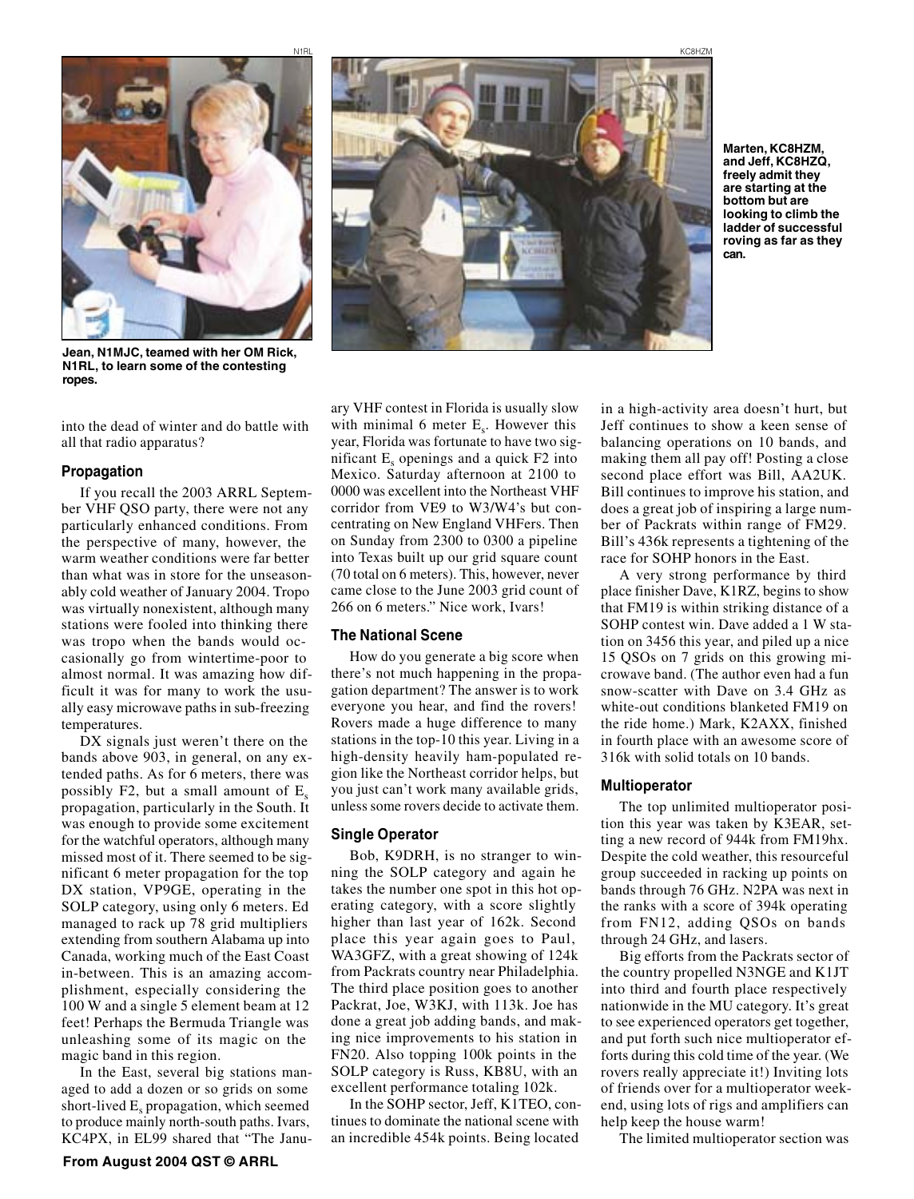Jean, N1MJC, teamed with her OM Rick, N1RL, to learn some of the contesting ropes.

Marten, KC8HZM, and Jeff, KC8HZQ, freely admit they are starting at the bottom but are looking to climb the ladder of successful roving as far as they can.

into the dead of winter and do battle with all that radio apparatus?

### Propagation

If you recall the 2003 ARRL September VHF QSO party, there were not any particularly enhanced conditions. From the perspective of many, however, the warm weather conditions were far better than what was in store for the unseasonably cold weather of January 2004. Tropo was virtually nonexistent, although many stations were fooled into thinking there was tropo when the bands would occasionally go from wintertime-poor to almost normal. It was amazing how difficult it was for many to work the usually easy microwave paths in sub-freezing temperatures.

DX signals just weren't there on the bands above 903, in general, on any extended paths. As for 6 meters, there was possibly F2, but a small amount of $E_s$ propagation, particularly in the South. It was enough to provide some excitement for the watchful operators, although many missed most of it. There seemed to be significant 6 meter propagation for the top DX station, VP9GE, operating in the SOLP category, using only 6 meters. Ed managed to rack up 78 grid multipliers extending from southern Alabama up into Canada, working much of the East Coast in-between. This is an amazing accomplishment, especially considering the 100 W and a single 5 element beam at 12 feet! Perhaps the Bermuda Triangle was unleashing some of its magic on the magic band in this region.

In the East, several big stations managed to add a dozen or so grids on some short-lived $E_s$ propagation, which seemed to produce mainly north-south paths. Ivars, KC4PX, in EL99 shared that "The January VHF contest in Florida is usually slow with minimal 6 meter $E_s$. However this year, Florida was fortunate to have two significant $E_s$ openings and a quick F2 into Mexico. Saturday afternoon at 2100 to 0000 was excellent into the Northeast VHF corridor from VE9 to W3/W4's but concentrating on New England VHFers. Then on Sunday from 2300 to 0300 a pipeline into Texas built up our grid square count (70 total on 6 meters). This, however, never came close to the June 2003 grid count of 266 on 6 meters." Nice work, Ivars!

### The National Scene

How do you generate a big score when there's not much happening in the propagation department? The answer is to work everyone you hear, and find the rovers! Rovers made a huge difference to many stations in the top-10 this year. Living in a high-density heavily ham-populated region like the Northeast corridor helps, but you just can't work many available grids, unless some rovers decide to activate them.

### Single Operator

Bob, K9DRH, is no stranger to winning the SOLP category and again he takes the number one spot in this hot operating category, with a score slightly higher than last year of 162k. Second place this year again goes to Paul, WA3GFZ, with a great showing of 124k from Packrats country near Philadelphia. The third place position goes to another Packrat, Joe, W3KJ, with 113k. Joe has done a great job adding bands, and making nice improvements to his station in FN20. Also topping 100k points in the SOLP category is Russ, KB8U, with an excellent performance totaling 102k.

In the SOHP sector, Jeff, K1TEO, continues to dominate the national scene with an incredible 454k points. Being located in a high-activity area doesn't hurt, but Jeff continues to show a keen sense of balancing operations on 10 bands, and making them all pay off! Posting a close second place effort was Bill, AA2UK. Bill continues to improve his station, and does a great job of inspiring a large number of Packrats within range of FM29. Bill's 436k represents a tightening of the race for SOHP honors in the East.

A very strong performance by third place finisher Dave, K1RZ, begins to show that FM19 is within striking distance of a SOHP contest win. Dave added a 1 W station on 3456 this year, and piled up a nice 15 QSOs on 7 grids on this growing microwave band. (The author even had a fun snow-scatter with Dave on 3.4 GHz as white-out conditions blanketed FM19 on the ride home.) Mark, K2AXX, finished in fourth place with an awesome score of 316k with solid totals on 10 bands.

### Multioperator

The top unlimited multioperator position this year was taken by K3EAR, setting a new record of 944k from FM19hx. Despite the cold weather, this resourceful group succeeded in racking up points on bands through 76 GHz. N2PA was next in the ranks with a score of 394k operating from FN12, adding QSOs on bands through 24 GHz, and lasers.

Big efforts from the Packrats sector of the country propelled N3NGE and K1JT into third and fourth place respectively nationwide in the MU category. It's great to see experienced operators get together, and put forth such nice multioperator efforts during this cold time of the year. (We rovers really appreciate it!) Inviting lots of friends over for a multioperator weekend, using lots of rigs and amplifiers can help keep the house warm!

The limited multioperator section was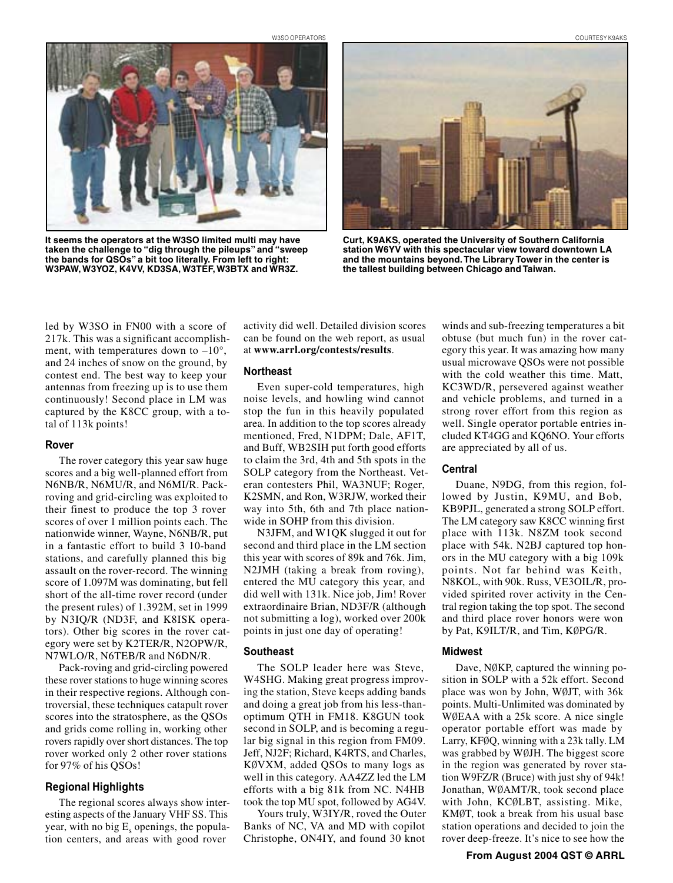It seems the operators at the W3SO limited multi may have taken the challenge to "dig through the pileups" and "sweep the bands for QSOs" a bit too literally. From left to right: W3PAW, W3YOZ, K4VV, KD3SA, W3TEF, W3BTX and WR3Z.

Curt, K9AKS, operated the University of Southern California station W6YV with this spectacular view toward downtown LA and the mountains beyond. The Library Tower in the center is the tallest building between Chicago and Taiwan.

led by W3SO in FN00 with a score of 217k. This was a significant accomplishment, with temperatures down to –10°, and 24 inches of snow on the ground, by contest end. The best way to keep your antennas from freezing up is to use them continuously! Second place in LM was captured by the K8CC group, with a total of 113k points!

### Rover

The rover category this year saw huge scores and a big well-planned effort from N6NB/R, N6MU/R, and N6MI/R. Pack-roving and grid-circling was exploited to their finest to produce the top 3 rover scores of over 1 million points each. The nationwide winner, Wayne, N6NB/R, put in a fantastic effort to build 3 10-band stations, and carefully planned this big assault on the rover-record. The winning score of 1.097M was dominating, but fell short of the all-time rover record (under the present rules) of 1.392M, set in 1999 by N3IQ/R (ND3F, and K8ISK operators). Other big scores in the rover category were set by K2TER/R, N2OPW/R, N7WLO/R, N6TEB/R and N6DN/R.

Pack-roving and grid-circling powered these rover stations to huge winning scores in their respective regions. Although controversial, these techniques catapult rover scores into the stratosphere, as the QSOs and grids come rolling in, working other rovers rapidly over short distances. The top rover worked only 2 other rover stations for 97% of his QSOs!

### Regional Highlights

The regional scores always show interesting aspects of the January VHF SS. This year, with no big $E_s$ openings, the population centers, and areas with good rover activity did well. Detailed division scores can be found on the web report, as usual at **www.arrl.org/contests/results**.

### Northeast

Even super-cold temperatures, high noise levels, and howling wind cannot stop the fun in this heavily populated area. In addition to the top scores already mentioned, Fred, N1DPM; Dale, AF1T, and Buff, WB2SIH put forth good efforts to claim the 3rd, 4th and 5th spots in the SOLP category from the Northeast. Veteran contesters Phil, WA3NUF; Roger, K2SMN, and Ron, W3RJW, worked their way into 5th, 6th and 7th place nationwide in SOHP from this division.

N3JFM, and W1QK slugged it out for second and third place in the LM section this year with scores of 89k and 76k. Jim, N2JMH (taking a break from roving), entered the MU category this year, and did well with 131k. Nice job, Jim! Rover extraordinaire Brian, ND3F/R (although not submitting a log), worked over 200k points in just one day of operating!

### Southeast

The SOLP leader here was Steve, W4SHG. Making great progress improving the station, Steve keeps adding bands and doing a great job from his less-than-optimum QTH in FM18. K8GUN took second in SOLP, and is becoming a regular big signal in this region from FM09. Jeff, NJ2F; Richard, K4RTS, and Charles, KØVXM, added QSOs to many logs as well in this category. AA4ZZ led the LM efforts with a big 81k from NC. N4HB took the top MU spot, followed by AG4V.

Yours truly, W3IY/R, roved the Outer Banks of NC, VA and MD with copilot Christophe, ON4IY, and found 30 knot winds and sub-freezing temperatures a bit obtuse (but much fun) in the rover category this year. It was amazing how many usual microwave QSOs were not possible with the cold weather this time. Matt, KC3WD/R, persevered against weather and vehicle problems, and turned in a strong rover effort from this region as well. Single operator portable entries included KT4GG and KQ6NO. Your efforts are appreciated by all of us.

### Central

Duane, N9DG, from this region, followed by Justin, K9MU, and Bob, KB9PJL, generated a strong SOLP effort. The LM category saw K8CC winning first place with 113k. N8ZM took second place with 54k. N2BJ captured top honors in the MU category with a big 109k points. Not far behind was Keith, N8KOL, with 90k. Russ, VE3OIL/R, provided spirited rover activity in the Central region taking the top spot. The second and third place rover honors were won by Pat, K9ILT/R, and Tim, KØPG/R.

### Midwest

Dave, NØKP, captured the winning position in SOLP with a 52k effort. Second place was won by John, WØJT, with 36k points. Multi-Unlimited was dominated by WØEAA with a 25k score. A nice single operator portable effort was made by Larry, KFØQ, winning with a 23k tally. LM was grabbed by WØJH. The biggest score in the region was generated by rover station W9FZ/R (Bruce) with just shy of 94k! Jonathan, WØAMT/R, took second place with John, KCØLBT, assisting. Mike, KMØT, took a break from his usual base station operations and decided to join the rover deep-freeze. It's nice to see how the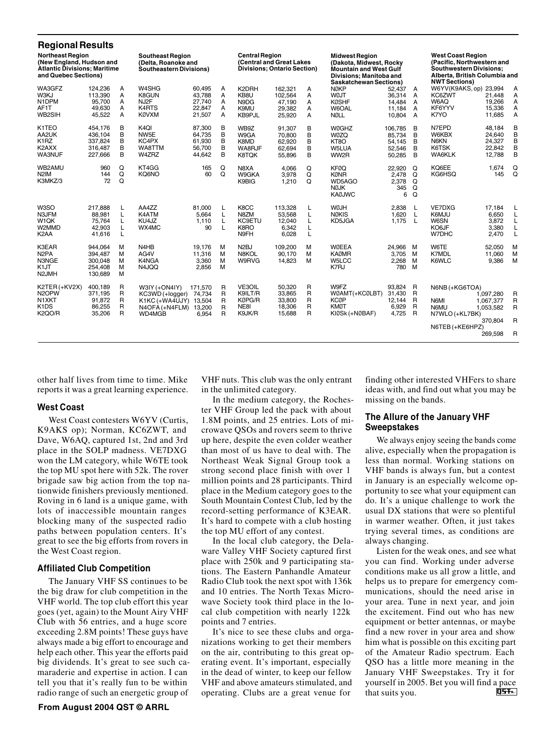## Regional Results

### Northeast Region (New England, Hudson and Atlantic Divisions; Maritime and Quebec Sections)

| Call | Score | Class |
|---|---|---|
| WA3GFZ | 124,236 | A |
| W3KJ | 113,390 | A |
| N1DPM | 95,700 | A |
| AF1T | 49,630 | A |
| WB2SIH | 45,522 | A |
| K1TEO | 454,176 | B |
| AA2UK | 436,104 | B |
| K1RZ | 337,824 | B |
| K2AXX | 316,487 | B |
| WA3NUF | 227,666 | B |
| WB2AMU | 960 | Q |
| N2IM | 144 | Q |
| K3MKZ/3 | 72 | Q |
| W3SO | 217,888 | L |
| N3JFM | 88,981 | L |
| W1QK | 75,764 | L |
| W2MMD | 42,903 | L |
| K2AA | 41,616 | L |
| K3EAR | 944,064 | M |
| N2PA | 394,487 | M |
| N3NGE | 300,048 | M |
| K1JT | 254,408 | M |
| N2JMH | 130,689 | M |
| K2TER (+KV2X) | 400,189 | R |
| N2OPW | 371,195 | R |
| N1XKT | 91,872 | R |
| K1DS | 86,255 | R |
| K2QO/R | 35,206 | R |

### Southeast Region (Delta, Roanoke and Southeastern Divisions)

| Call | Score | Class |
|---|---|---|
| W4SHG | 60,495 | A |
| K8GUN | 43,788 | A |
| NJ2F | 27,740 | A |
| K4RTS | 22,847 | A |
| KØVXM | 21,507 | A |
| K4QI | 87,300 | B |
| NW5E | 64,735 | B |
| KC4PX | 61,930 | B |
| WA8TTM | 56,700 | B |
| W4ZRZ | 44,642 | B |
| KT4GG | 165 | Q |
| KQ6NO | 60 | Q |
| AA4ZZ | 81,000 | L |
| K4ATM | 5,664 | L |
| KU4JZ | 1,110 | L |
| WX4MC | 90 | L |
| N4HB | 19,176 | M |
| AG4V | 11,316 | M |
| K4NGA | 3,360 | M |
| N4JQQ | 2,856 | M |
| W3IY (+ON4IY) | 171,570 | R |
| KC3WD (+logger) | 74,734 | R |
| K1KC (+WA4UJY) | 13,504 | R |
| N4OFA (+N4FLM) | 13,200 | R |
| WD4MGB | 6,954 | R |

### Central Region (Central and Great Lakes Divisions; Ontario Section)

| Call | Score | Class |
|---|---|---|
| K2DRH | 162,321 | A |
| KB8U | 102,564 | A |
| N9DG | 47,190 | A |
| K9MU | 29,382 | A |
| KB9PJL | 25,920 | A |
| WB9Z | 91,307 | B |
| W9GA | 70,800 | B |
| K8MD | 62,920 | B |
| WA8RJF | 62,694 | B |
| K8TQK | 55,896 | B |
| N8XA | 4,066 | Q |
| W9GKA | 3,978 | Q |
| K9BIG | 1,210 | Q |
| K8CC | 113,328 | L |
| N8ZM | 53,568 | L |
| KC9ETU | 12,040 | L |
| K8RO | 6,342 | L |
| N9FH | 6,028 | L |
| N2BJ | 109,200 | M |
| N8KOL | 90,170 | M |
| W9RVG | 14,823 | M |
| VE3OIL | 50,320 | R |
| K9ILT/R | 33,865 | R |
| KØPG/R | 33,800 | R |
| NE8I | 18,306 | R |
| K9JK/R | 15,688 | R |

### Midwest Region (Dakota, Midwest, Rocky Mountain and West Gulf Divisions; Manitoba and Saskatchewan Sections)

| Call | Score | Class |
|---|---|---|
| NØKP | 52,437 | A |
| WØJT | 36,314 | A |
| KØSHF | 14,484 | A |
| W6OAL | 11,184 | A |
| NØLL | 10,804 | A |
| WØGHZ | 106,785 | B |
| WØZQ | 85,734 | B |
| KT8O | 54,145 | B |
| W5LUA | 52,546 | B |
| WW2R | 50,285 | B |
| KFØQ | 22,920 | Q |
| KØNR | 2,478 | Q |
| WD5AGO | 2,378 | Q |
| NØJK | 345 | Q |
| KAØJWC | 6 | Q |
| WØJH | 2,838 | L |
| NØKIS | 1,620 | L |
| KD5JGA | 1,175 | L |
| WØEEA | 24,966 | M |
| KAØMR | 3,705 | M |
| W5LCC | 2,268 | M |
| K7RJ | 780 | M |
| W9FZ | 93,824 | R |
| WØAMT(+KCØLBT) | 31,430 | R |
| KCØP | 12,144 | R |
| KMØT | 6,929 | R |
| KIØSk (+NØBAF) | 4,725 | R |

### West Coast Region (Pacific, Northwestern and Southwestern Divisions; Alberta, British Columbia and NWT Sections)

| Call | Score | Class |
|---|---|---|
| W6YV(K9AKS, op) | 23,994 | A |
| KC6ZWT | 21,448 | A |
| W6AQ | 19,266 | A |
| KF6YYV | 15,336 | A |
| K7YO | 11,685 | A |
| N7EPD | 48,184 | B |
| W6KBX | 24,640 | B |
| N6KN | 24,327 | B |
| K6TSK | 22,842 | B |
| WA6KLK | 12,788 | B |
| KQ6EE | 1,674 | Q |
| KG6HSQ | 145 | Q |
| VE7DXG | 17,184 | L |
| K6MJU | 6,650 | L |
| W6SN | 3,872 | L |
| KO6JF | 3,380 | L |
| W7DHC | 2,470 | L |
| W6TE | 52,050 | M |
| K7MDL | 11,060 | M |
| K6WLC | 9,386 | M |
| N6NB (+KG6TOA) | 1,097,280 | R |
| N6MI | 1,067,377 | R |
| N6MU | 1,053,582 | R |
| N7WLO (+KL7BK) | 370,804 | R |
| N6TEB (+KE6HPZ) | 269,598 | R |

other half lives from time to time. Mike reports it was a great learning experience.

### West Coast

West Coast contesters W6YV (Curtis, K9AKS op); Norman, KC6ZWT, and Dave, W6AQ, captured 1st, 2nd and 3rd place in the SOLP madness. VE7DXG won the LM category, while W6TE took the top MU spot here with 52k. The rover brigade saw big action from the top nationwide finishers previously mentioned. Roving in 6 land is a unique game, with lots of inaccessible mountain ranges blocking many of the suspected radio paths between population centers. It's great to see the big efforts from rovers in the West Coast region.

### Affiliated Club Competition

The January VHF SS continues to be the big draw for club competition in the VHF world. The top club effort this year goes (yet, again) to the Mount Airy VHF Club with 56 entries, and a huge score exceeding 2.8M points! These guys have always made a big effort to encourage and help each other. This year the efforts paid big dividends. It's great to see such camaraderie and expertise in action. I can tell you that it's really fun to be within radio range of such an energetic group of VHF nuts. This club was the only entrant in the unlimited category.

In the medium category, the Rochester VHF Group led the pack with about 1.8M points, and 25 entries. Lots of microwave QSOs and rovers seem to thrive up here, despite the even colder weather than most of us have to deal with. The Northeast Weak Signal Group took a strong second place finish with over 1 million points and 28 participants. Third place in the Medium category goes to the South Mountain Contest Club, led by the record-setting performance of K3EAR. It's hard to compete with a club hosting the top MU effort of any contest.

In the local club category, the Delaware Valley VHF Society captured first place with 250k and 9 participating stations. The Eastern Panhandle Amateur Radio Club took the next spot with 136k and 10 entries. The North Texas Microwave Society took third place in the local club competition with nearly 122k points and 7 entries.

It's nice to see these clubs and organizations working to get their members on the air, contributing to this great operating event. It's important, especially in the dead of winter, to keep our fellow VHF and above amateurs stimulated, and operating. Clubs are a great venue for finding other interested VHFers to share ideas with, and find out what you may be missing on the bands.

### The Allure of the January VHF Sweepstakes

We always enjoy seeing the bands come alive, especially when the propagation is less than normal. Working stations on VHF bands is always fun, but a contest in January is an especially welcome opportunity to see what your equipment can do. It's a unique challenge to work the usual DX stations that were so plentiful in warmer weather. Often, it just takes trying several times, as conditions are always changing.

Listen for the weak ones, and see what you can find. Working under adverse conditions make us all grow a little, and helps us to prepare for emergency communications, should the need arise in your area. Tune in next year, and join the excitement. Find out who has new equipment or better antennas, or maybe find a new rover in your area and show him what is possible on this exciting part of the Amateur Radio spectrum. Each QSO has a little more meaning in the January VHF Sweepstakes. Try it for yourself in 2005. Bet you will find a pace that suits you.

From August 2004 QST © ARRL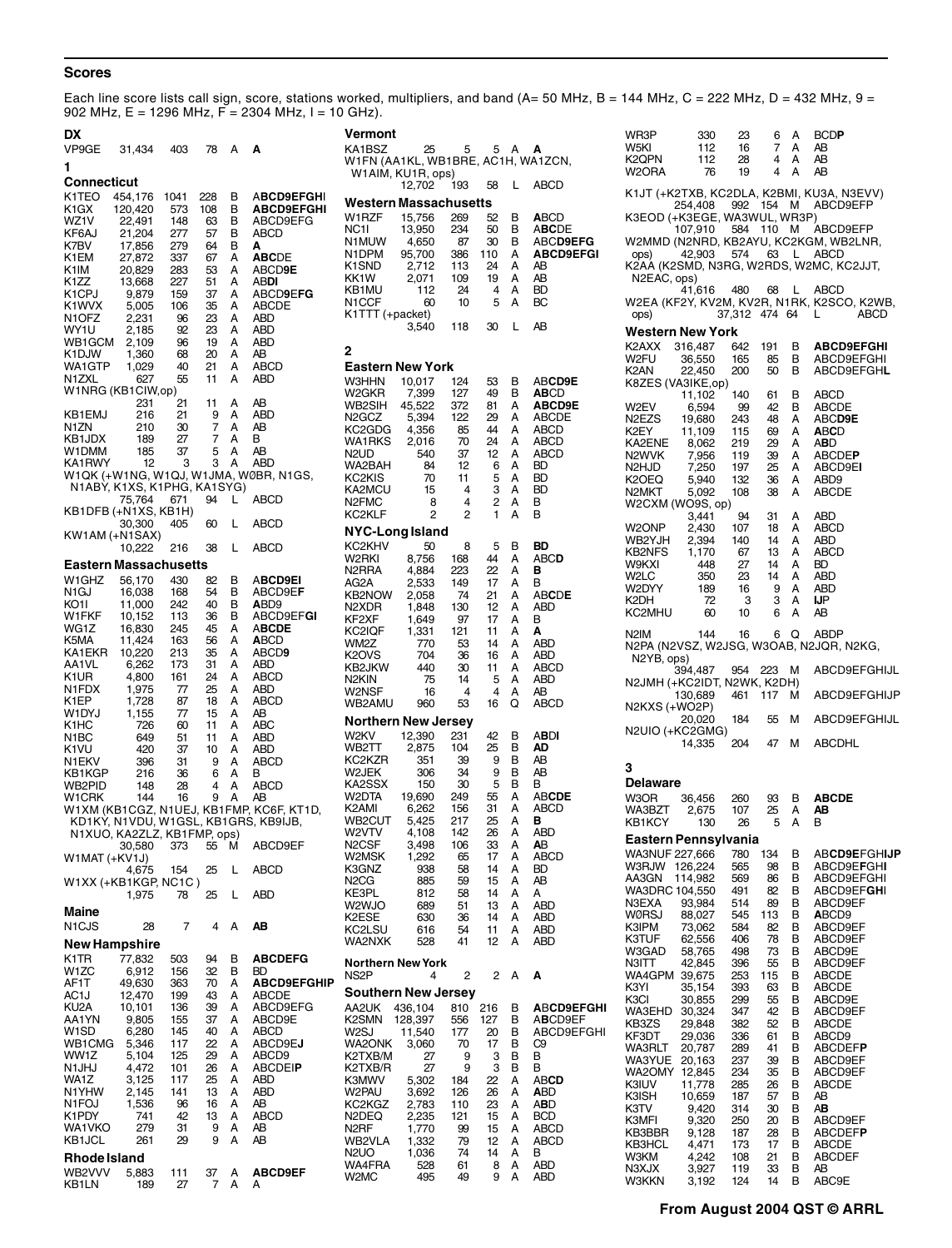## Scores

Each line score lists call sign, score, stations worked, multipliers, and band (A= 50 MHz, B = 144 MHz, C = 222 MHz, D = 432 MHz, 9 = 902 MHz, E = 1296 MHz, F = 2304 MHz, I = 10 GHz).

### DX

VP9GE 31,434 403 78 A **A**

### 1

#### Connecticut

K1TEO 454,176 1041 228 B A**BCD9EFGHI**
K1GX 120,420 573 108 B **ABCD9EFGHI**
WZ1V 22,491 148 63 B ABCD9EFG
KF6AJ 21,204 277 57 B ABCD
K7BV 17,856 279 64 B **A**
K1EM 27,872 337 67 A **ABC**DE
K1IM 20,829 283 53 A ABCD**9E**
K1ZZ 13,668 227 51 A AB**DI**
K1CPJ 9,879 159 37 A ABCD**9EFG**
K1WVX 5,005 106 35 A ABCDE
N1OFZ 2,231 96 23 A ABD
WY1U 2,185 92 23 A ABD
WB1GCM 2,109 96 19 A ABD
K1DJW 1,360 68 20 A AB
WA1GTP 1,029 40 21 A ABCD
N1ZXL 627 55 11 A ABD
W1NRG (KB1CIW,op) 231 21 11 A AB
KB1EMJ 216 21 9 A ABD
N1ZN 210 30 7 A AB
KB1JDX 189 27 7 A B
W1DMM 185 37 5 A AB
KA1RWY 12 3 3 A ABD
W1QK (+W1NG, W1QJ, W1JMA, WØBR, N1GS, N1ABY, K1XS, K1PHG, KA1SYG) 75,764 671 94 L ABCD
KB1DFB (+N1XS, KB1H) 30,300 405 60 L ABCD
KW1AM (+N1SAX) 10,222 216 38 L ABCD

#### Eastern Massachusetts

W1GHZ 56,170 430 82 B A**BCD9EI**
N1GJ 16,038 168 54 B ABCD9E**F**
KO1I 11,000 242 40 B A**B**D9
W1FKF 10,152 113 36 B ABCD9EF**GI**
WG1Z 16,830 245 45 A A**BCDE**
K5MA 11,424 163 56 A A**B**CD
KA1EKR 10,220 213 35 A ABCD**9**
AA1VL 6,262 173 31 A ABD
K1UR 4,800 161 24 A ABCD
N1FDX 1,975 77 25 A ABD
K1EP 1,728 87 18 A ABCD
W1DYJ 1,155 77 15 A AB
K1HC 726 60 11 A ABC
N1BC 649 51 11 A ABD
K1VU 420 37 10 A ABD
N1EKV 396 31 9 A ABCD
KB1KGP 216 36 6 A B
WB2PID 148 28 4 A ABCD
W1CRK 144 16 9 A AB
W1XM (KB1CGZ, N1UEJ, KB1FMP, KC6F, KT1D, KD1KY, N1VDU, W1GSL, KB1GRS, KB9IJB, N1XUO, KA2ZLZ, KB1FMP, ops) 30,580 373 55 M ABCD9EF
W1MAT (+KV1J) 4,675 154 25 L ABCD
W1XX (+KB1KGP, NC1C ) 1,975 78 25 L ABD

#### Maine

N1CJS 28 7 4 A **AB**

#### New Hampshire

K1TR 77,832 503 94 B **ABCDEFG**
W1ZC 6,912 156 32 B BD
AF1T 49,630 363 70 A **ABCD9EFGHIP**
AC1J 12,470 199 43 A ABCDE
KU2A 10,101 136 39 A ABCD9EFG
AA1YN 9,805 155 37 A ABCD9E
W1SD 6,280 145 40 A ABCD
WB1CMG 5,346 117 22 A ABCD9E**J**
WW1Z 5,104 125 29 A ABCD9
N1JHJ 4,472 101 26 A ABCDEI**P**
WA1Z 3,125 117 25 A ABD
N1YHW 2,145 141 13 A ABD
N1FOJ 1,536 96 16 A AB
K1PDY 741 42 13 A ABCD
WA1VKO 279 31 9 A AB
KB1JCL 261 29 9 A AB

#### Rhode Island

WB2VVV 5,883 111 37 A **ABCD9EF**
KB1LN 189 27 7 A A

#### Vermont

KA1BSZ 25 5 5 A **A**
W1FN (AA1KL, WB1BRE, AC1H, WA1ZCN, W1AIM, KU1R, ops) 12,702 193 58 L ABCD

#### Western Massachusetts

W1RZF 15,756 269 52 B **A**BCD
NC1I 13,950 234 50 B A**BC**DE
N1MUW 4,650 87 30 B ABC**D9EFG**
N1DPM 95,700 386 110 A **ABCD9EFGI**
K1SND 2,712 113 24 A AB
KK1W 2,071 109 19 A AB
KB1MU 112 24 4 A BD
N1CCF 60 10 5 A BC
K1TTT (+packet) 3,540 118 30 L AB

### 2

#### Eastern New York

W3HHN 10,017 124 53 B AB**CD9E**
W2GKR 7,399 127 49 B **AB**CD
WB2SIH 45,522 372 81 A **ABCD9E**
N2GCZ 5,394 122 29 A ABCDE
KC2GDG 4,356 85 44 A ABCD
WA1RKS 2,016 70 24 A ABCD
N2UD 540 37 12 A ABCD
WA2BAH 84 12 6 A BD
KC2KIS 70 11 5 A BD
KA2MCU 15 4 3 A BD
N2FMC 8 4 2 A B
KC2KLF 2 2 1 A B

#### NYC-Long Island

KC2KHV 50 8 5 B **BD**
W2RKI 8,756 168 44 A ABC**D**
N2RRA 4,884 223 22 A **B**
AG2A 2,533 149 17 A B
KB2NOW 2,058 74 21 A ABC**DE**
N2XDR 1,848 130 12 A ABD
KF2XF 1,649 97 17 A B
KC2IQF 1,331 121 11 A **A**
WM2Z 770 53 14 A ABD
K2OVS 704 36 16 A ABD
KB2JKW 440 30 11 A ABCD
N2KIN 75 14 5 A ABD
W2NSF 16 4 4 A AB
WB2AMU 960 53 16 Q ABCD

#### Northern New Jersey

W2KV 12,390 231 42 B A**BDI**
WB2TT 2,875 104 25 B **AD**
KC2KZR 351 39 9 B AB
W2JEK 306 34 9 B AB
KA2SSX 150 30 5 B B
W2DTA 19,690 249 55 A AB**CDE**
K2AMI 6,262 156 31 A ABCD
WB2CUT 5,425 217 25 A **B**
W2VTV 4,108 142 26 A ABD
N2CSF 3,498 106 33 A A**B**
W2MSK 1,292 65 17 A ABCD
K3GNZ 938 58 14 A BD
N2CG 885 59 15 A AB
KE3PL 812 58 14 A A
W2WJO 689 51 13 A ABD
K2ESE 630 36 14 A ABD
KC2LSU 616 54 11 A ABD
WA2NXK 528 41 12 A ABD

#### Northern New York

NS2P 4 2 2 A **A**

#### Southern New Jersey

AA2UK 436,104 810 216 B A**BCD9EFGHI**
K2SMN 128,397 556 127 B A**B**CD9EF
W2SJ 11,540 177 20 B ABCD9EFGHI
WA2ONK 3,060 70 17 B C9
K2TXB/M 27 9 3 B B
K2TXB/R 27 9 3 B B
K3MWV 5,302 184 22 A AB**CD**
W2PAU 3,692 126 26 A A**B**D
KC2KGZ 2,783 110 23 A A**B**D
N2DEQ 2,235 121 15 A BCD
N2RF 1,770 99 15 A ABCD
WB2VLA 1,332 79 12 A ABCD
N2UO 1,036 74 14 A B
WA4FRA 528 61 8 A ABD
W2MC 495 49 9 A ABD
WR3P 330 23 6 A BCD**P**
W5KI 112 16 7 A AB
K2QPN 112 28 4 A AB
W2ORA 76 19 4 A AB
K1JT (+K2TXB, KC2DLA, K2BMI, KU3A, N3EVV) 254,408 992 154 M ABCD9EFP
K3EOD (+K3EGE, WA3WUL, WR3P) 107,910 584 110 M ABCD9EFP
W2MMD (N2NRD, KB2AYU, KC2KGM, WB2LNR, ops) 42,903 574 63 L ABCD
K2AA (K2SMD, N3RG, W2RDS, W2MC, KC2JJT, N2EAC, ops) 41,616 480 68 L ABCD
W2EA (KF2Y, KV2M, KV2R, N1RK, K2SCO, K2WB, ops) 37,312 474 64 L ABCD

#### Western New York

K2AXX 316,487 642 191 B **ABCD9EFGHI**
W2FU 36,550 165 85 B ABCD9EFGHI
K2AN 22,450 200 50 B ABCD9EFGH**L**
K8ZES (VA3IKE,op) 11,102 140 61 B ABCD
W2EV 6,594 99 42 B ABCDE
N2EZS 19,680 243 48 A ABC**D9E**
K2EY 11,109 115 69 A A**B**CD
KA2ENE 8,062 219 29 A A**B**D
N2WVK 7,956 119 39 A ABCDE**P**
N2HJD 7,250 197 25 A ABCD9E**I**
K2OEQ 5,940 132 36 A ABD9
N2MKT 5,092 108 38 A ABCDE
W2CXM (WO9S, op) 3,441 94 31 A ABD
W2ONP 2,430 107 18 A ABCD
WB2YJH 2,394 140 14 A ABD
KB2NFS 1,170 67 13 A ABCD
W9KXI 448 27 14 A BD
W2LC 350 23 14 A ABD
W2DYY 189 16 9 A ABD
K2DH 72 3 3 A **IJ**P
KC2MHU 60 10 6 A AB
N2IM 144 16 6 Q ABDP
N2PA (N2VSZ, W2JSG, W3OAB, N2JQR, N2KG, N2YB, ops) 394,487 954 223 M ABCD9EFGHIJL
N2JMH (+KC2IDT, N2WK, K2DH) 130,689 461 117 M ABCD9EFGHIJP
N2KXS (+WO2P) 20,020 184 55 M ABCD9EFGHIJL
N2UIO (+KC2GMG) 14,335 204 47 M ABCDHL

### 3

#### Delaware

W3OR 36,456 260 93 B **ABCDE**
WA3BZT 2,675 107 25 A **AB**
KB1KCY 130 26 5 A B

#### Eastern Pennsylvania

WA3NUF 227,666 780 134 B AB**CD9EFGHIJP**
W3RJW 126,224 565 98 B ABCD9E**FGHI**
AA3GN 114,982 569 86 B ABCD9EFGHI
WA3DRC 104,550 491 82 B ABCD9EF**GHI**
N3EXA 93,984 514 89 B ABCD9EF
WØRSJ 88,027 545 113 B **A**BCD9
K3IPM 73,062 584 82 B ABCD9EF
K3TUF 62,556 406 78 B ABCD9EF
W3GAD 58,765 498 73 B ABCD9E
N3ITT 42,845 396 55 B ABCD9EF
WA4GPM 39,675 253 115 B ABCDE
K3YI 35,154 393 63 B ABCDE
K3CI 30,855 299 55 B ABCD9E
WA3EHD 30,324 347 42 B ABCD9EF
KB3ZS 29,848 382 52 B ABCDE
KF3DT 29,036 336 61 B ABCD9
WA3RLT 20,787 289 41 B ABCDEF**P**
WA3YUE 20,163 237 39 B ABCD9EF
WA2OMY 12,845 234 35 B ABCD9EF
K3IUV 11,778 285 26 B ABCDE
K3ISH 10,659 187 57 B AB
K3TV 9,420 314 30 B A**B**
K3MFI 9,320 250 20 B ABCD9EF
KB3BBR 9,128 187 28 B ABCDEF**P**
KB3HCL 4,471 173 17 B ABCDE
W3KM 4,242 108 21 B ABCDEF
N3XJX 3,927 119 33 B AB
W3KKN 3,192 124 14 B ABC9E

From August 2004 QST © ARRL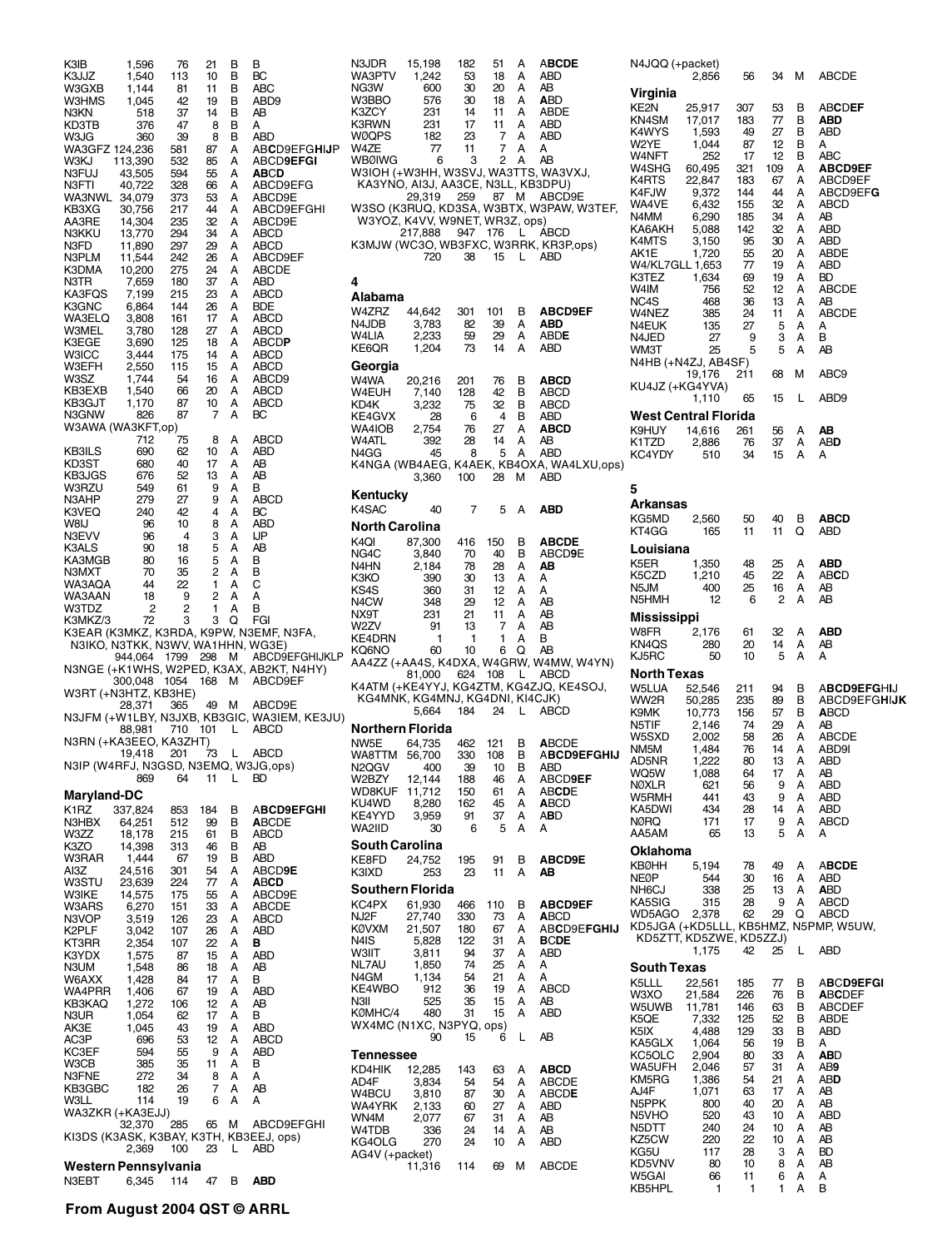| Call | Score | QSOs | Mults | Class | Bands |
|---|---|---|---|---|---|
| K3IB | 1,596 | 76 | 21 | B | B |
| K3JJZ | 1,540 | 113 | 10 | B | BC |
| W3GXB | 1,144 | 81 | 11 | B | ABC |
| W3HMS | 1,045 | 42 | 19 | B | ABD9 |
| N3KN | 518 | 37 | 14 | B | AB |
| KD3TB | 376 | 47 | 8 | B | A |
| W3JG | 360 | 39 | 8 | B | ABD |
| WA3GFZ | 124,236 | 581 | 87 | A | AB**C**D9EFG**HIJP** |
| W3KJ | 113,390 | 532 | 85 | A | ABCD**9EFGI** |
| N3FUJ | 43,505 | 594 | 55 | A | **ABCD** |
| N3FTI | 40,722 | 328 | 66 | A | ABCD9EFG |
| WA3NWL | 34,079 | 373 | 53 | A | ABCD9E |
| KB3XG | 30,756 | 217 | 44 | A | ABCD9EFGHI |
| AA3RE | 14,304 | 235 | 32 | A | ABCD9E |
| N3KKU | 13,770 | 294 | 34 | A | ABCD |
| N3FD | 11,890 | 297 | 29 | A | ABCD |
| N3PLM | 11,544 | 242 | 26 | A | ABCD9EF |
| K3DMA | 10,200 | 275 | 24 | A | ABCDE |
| N3TR | 7,659 | 180 | 37 | A | ABD |
| KA3FQS | 7,199 | 215 | 23 | A | ABCD |
| K3GNC | 6,864 | 144 | 26 | A | BDE |
| WA3ELQ | 3,808 | 161 | 17 | A | ABCD |
| W3MEL | 3,780 | 128 | 27 | A | ABCD |
| K3EGE | 3,690 | 125 | 18 | A | ABCD**P** |
| W3ICC | 3,444 | 175 | 14 | A | ABCD |
| W3EFH | 2,550 | 115 | 15 | A | ABCD |
| W3SZ | 1,744 | 54 | 16 | A | ABCD9 |
| KB3EXB | 1,540 | 66 | 20 | A | ABCD |
| KB3GJT | 1,170 | 87 | 10 | A | ABCD |
| N3GNW | 826 | 87 | 7 | A | BC |
| W3AWA (WA3KFT,op) | 712 | 75 | 8 | A | ABCD |
| KB3ILS | 690 | 62 | 10 | A | ABD |
| KD3ST | 680 | 40 | 17 | A | AB |
| KB3JGS | 676 | 52 | 13 | A | AB |
| W3RZU | 549 | 61 | 9 | A | B |
| N3AHP | 279 | 27 | 9 | A | ABCD |
| K3VEQ | 240 | 42 | 4 | A | BC |
| W8IJ | 96 | 10 | 8 | A | ABD |
| N3EVV | 96 | 4 | 3 | A | IJP |
| K3ALS | 90 | 18 | 5 | A | AB |
| KA3MGB | 80 | 16 | 5 | A | B |
| N3MXT | 70 | 35 | 2 | A | B |
| WA3AQA | 44 | 22 | 1 | A | C |
| WA3AAN | 18 | 9 | 2 | A | A |
| W3TDZ | 2 | 2 | 1 | A | B |
| K3MKZ/3 | 72 | 3 | 3 | Q | FGI |
| K3EAR (K3MKZ, K3RDA, K9PW, N3EMF, N3FA, N3IKO, N3TKK, N3WV, WA1HHN, WG3E) | 944,064 | 1799 | 298 | M | ABCD9EFGHIJKLP |
| N3NGE (+K1WHS, W2PED, K3AX, AB2KT, N4HY) | 300,048 | 1054 | 168 | M | ABCD9EF |
| W3RT (+N3HTZ, KB3HE) | 28,371 | 365 | 49 | M | ABCD9E |
| N3JFM (+W1LBY, N3JXB, KB3GIC, WA3IEM, KE3JU) | 88,981 | 710 | 101 | L | ABCD |
| N3RN (+KA3EEO, KA3ZHT) | 19,418 | 201 | 73 | L | ABCD |
| N3IP (W4RFJ, N3GSD, N3EMQ, W3JG,ops) | 869 | 64 | 11 | L | BD |

### Maryland-DC

| Call | Score | QSOs | Mults | Class | Bands |
|---|---|---|---|---|---|
| K1RZ | 337,824 | 853 | 184 | B | A**BCD9EFGHI** |
| N3HBX | 64,251 | 512 | 99 | B | **A**BCDE |
| W3ZZ | 18,178 | 215 | 61 | B | ABCD |
| K3ZO | 14,398 | 313 | 46 | B | AB |
| W3RAR | 1,444 | 67 | 19 | B | ABD |
| AI3Z | 24,516 | 301 | 54 | A | ABCD**9E** |
| W3STU | 23,639 | 224 | 77 | A | A**BCD** |
| W3IKE | 14,575 | 175 | 55 | A | ABCD9E |
| W3ARS | 6,270 | 151 | 33 | A | ABCDE |
| N3VOP | 3,519 | 126 | 23 | A | ABCD |
| K2PLF | 3,042 | 107 | 26 | A | ABD |
| KT3RR | 2,354 | 107 | 22 | A | **B** |
| K3YDX | 1,575 | 87 | 15 | A | ABD |
| N3UM | 1,548 | 86 | 18 | A | AB |
| W6AXX | 1,428 | 84 | 17 | A | B |
| WA4PRR | 1,406 | 67 | 19 | A | ABD |
| KB3KAQ | 1,272 | 106 | 12 | A | AB |
| N3UR | 1,054 | 62 | 17 | A | B |
| AK3E | 1,045 | 43 | 19 | A | ABD |
| AC3P | 696 | 53 | 12 | A | ABCD |
| KC3EF | 594 | 55 | 9 | A | ABD |
| W3CB | 385 | 35 | 11 | A | B |
| N3FNE | 272 | 34 | 8 | A | A |
| KB3GBC | 182 | 26 | 7 | A | AB |
| W3LL | 114 | 19 | 6 | A | A |
| WA3ZKR (+KA3EJJ) | 32,370 | 285 | 65 | M | ABCD9EFGHI |
| KI3DS (K3ASK, K3BAY, K3TH, KB3EEJ, ops) | 2,369 | 100 | 23 | L | ABD |

### Western Pennsylvania

| Call | Score | QSOs | Mults | Class | Bands |
|---|---|---|---|---|---|
| N3EBT | 6,345 | 114 | 47 | B | **ABD** |
| N3JDR | 15,198 | 182 | 51 | A | A**BCDE** |
| WA3PTV | 1,242 | 53 | 18 | A | ABD |
| NG3W | 600 | 30 | 20 | A | AB |
| W3BBO | 576 | 30 | 18 | A | **A**BD |
| K3ZCY | 231 | 14 | 11 | A | ABDE |
| K3RWN | 231 | 17 | 11 | A | ABD |
| WØQPS | 182 | 23 | 7 | A | ABD |
| W4ZE | 77 | 11 | 7 | A | A |
| WBØIWG | 6 | 3 | 2 | A | AB |
| W3IOH (+W3HH, W3SVJ, W3TTS, WA3VXJ, KA3YNO, AI3J, AA3CE, N3LL, KB3DPU) | 29,319 | 259 | 87 | M | ABCD9E |
| W3SO (K3RUQ, KD3SA, W3BTX, W3PAW, W3TEF, W3YOZ, K4VV, W9NET, WR3Z, ops) | 217,888 | 947 | 176 | L | ABCD |
| K3MJW (WC3O, WB3FXC, W3RRK, KR3P,ops) | 720 | 38 | 15 | L | ABD |

## 4

### Alabama

| Call | Score | QSOs | Mults | Class | Bands |
|---|---|---|---|---|---|
| W4ZRZ | 44,642 | 301 | 101 | B | **ABCD9EF** |
| N4JDB | 3,783 | 82 | 39 | A | **ABD** |
| W4LIA | 2,233 | 59 | 29 | A | ABD**E** |
| KE6QR | 1,204 | 73 | 14 | A | ABD |

### Georgia

| Call | Score | QSOs | Mults | Class | Bands |
|---|---|---|---|---|---|
| W4WA | 20,216 | 201 | 76 | B | **ABCD** |
| W4EUH | 7,140 | 128 | 42 | B | ABCD |
| KD4K | 3,232 | 75 | 32 | B | ABCD |
| KE4GVX | 28 | 6 | 4 | B | ABD |
| WA4IOB | 2,754 | 76 | 27 | A | **ABCD** |
| W4ATL | 392 | 28 | 14 | A | AB |
| N4GG | 45 | 8 | 5 | A | ABD |
| K4NGA (WB4AEG, K4AEK, KB4OXA, WA4LXU,ops) | 3,360 | 100 | 28 | M | ABD |

### Kentucky

| Call | Score | QSOs | Mults | Class | Bands |
|---|---|---|---|---|---|
| K4SAC | 40 | 7 | 5 | A | **ABD** |

### North Carolina

| Call | Score | QSOs | Mults | Class | Bands |
|---|---|---|---|---|---|
| K4QI | 87,300 | 416 | 150 | B | **ABCDE** |
| NG4C | 3,840 | 70 | 40 | B | ABCD**9**E |
| N4HN | 2,184 | 78 | 28 | A | **AB** |
| K3KO | 390 | 30 | 13 | A | A |
| KS4S | 360 | 31 | 12 | A | A |
| N4CW | 348 | 29 | 12 | A | AB |
| NX9T | 231 | 21 | 11 | A | AB |
| W2ZV | 91 | 13 | 7 | A | AB |
| KE4DRN | 1 | 1 | 1 | A | B |
| KQ6NO | 60 | 10 | 6 | Q | AB |
| AA4ZZ (+AA4S, K4DXA, W4GRW, W4MW, W4YN) | 81,000 | 624 | 108 | L | ABCD |
| K4ATM (+KE4YYJ, KG4ZTM, KG4ZJQ, KE4SOJ, KG4MNK, KG4MNJ, KG4DNI, KI4CJK) | 5,664 | 184 | 24 | L | ABCD |

### Northern Florida

| Call | Score | QSOs | Mults | Class | Bands |
|---|---|---|---|---|---|
| NW5E | 64,735 | 462 | 121 | B | **A**BCDE |
| WA8TTM | 56,700 | 330 | 108 | B | A**BCD9EFGHIJ** |
| N2QGV | 400 | 39 | 10 | B | ABD |
| W2BZY | 12,144 | 188 | 46 | A | ABCD**9EF** |
| WD8KUF | 11,712 | 150 | 61 | A | AB**C**D**E** |
| KU4WD | 8,280 | 162 | 45 | A | **A**BCD |
| KE4YYD | 3,959 | 91 | 37 | A | AB**D** |
| WA2IID | 30 | 6 | 5 | A | A |

### South Carolina

| Call | Score | QSOs | Mults | Class | Bands |
|---|---|---|---|---|---|
| KE8FD | 24,752 | 195 | 91 | B | **ABCD9E** |
| K3IXD | 253 | 23 | 11 | A | **AB** |

### Southern Florida

| Call | Score | QSOs | Mults | Class | Bands |
|---|---|---|---|---|---|
| KC4PX | 61,930 | 466 | 110 | B | **ABCD9EF** |
| NJ2F | 27,740 | 330 | 73 | A | **A**BCD |
| KØVXM | 21,507 | 180 | 67 | A | AB**C**D9**EFGHIJ** |
| N4IS | 5,828 | 122 | 31 | A | B**CDE** |
| W3IIT | 3,811 | 94 | 37 | A | ABD |
| NL7AU | 1,850 | 74 | 25 | A | A |
| N4GM | 1,134 | 54 | 21 | A | A |
| KE4WBO | 912 | 36 | 19 | A | ABCD |
| N3II | 525 | 35 | 15 | A | AB |
| KØMHC/4 | 480 | 31 | 15 | A | ABD |
| WX4MC (N1XC, N3PYQ, ops) | 90 | 15 | 6 | L | AB |

### Tennessee

| Call | Score | QSOs | Mults | Class | Bands |
|---|---|---|---|---|---|
| KD4HIK | 12,285 | 143 | 63 | A | **ABCD** |
| AD4F | 3,834 | 54 | 54 | A | ABCDE |
| W4BCU | 3,810 | 87 | 30 | A | ABCD**E** |
| WA4YRK | 2,133 | 60 | 27 | A | ABD |
| WN4M | 2,077 | 67 | 31 | A | AB |
| W4TDB | 336 | 24 | 14 | A | AB |
| KG4OLG | 270 | 24 | 10 | A | ABD |
| AG4V (+packet) | 11,316 | 114 | 69 | M | ABCDE |
| N4JQQ (+packet) | 2,856 | 56 | 34 | M | ABCDE |

### Virginia

| Call | Score | QSOs | Mults | Class | Bands |
|---|---|---|---|---|---|
| KE2N | 25,917 | 307 | 53 | B | AB**C**D**EF** |
| KN4SM | 17,017 | 183 | 77 | B | **ABD** |
| K4WYS | 1,593 | 49 | 27 | B | ABD |
| W2YE | 1,044 | 87 | 12 | B | A |
| W4NFT | 252 | 17 | 12 | B | ABC |
| W4SHG | 60,495 | 321 | 109 | A | **ABCD9EF** |
| K4RTS | 22,847 | 183 | 67 | A | ABCD9EF |
| K4FJW | 9,372 | 144 | 44 | A | ABCD9EF**G** |
| WA4VE | 6,432 | 155 | 32 | A | ABCD |
| N4MM | 6,290 | 185 | 34 | A | AB |
| KA6AKH | 5,088 | 142 | 32 | A | ABD |
| K4MTS | 3,150 | 95 | 30 | A | ABD |
| AK1E | 1,720 | 55 | 20 | A | ABDE |
| W4/KL7GLL | 1,653 | 77 | 19 | A | ABD |
| K3TEZ | 1,634 | 69 | 19 | A | BD |
| W4IM | 756 | 52 | 12 | A | ABCDE |
| NC4S | 468 | 36 | 13 | A | AB |
| W4NEZ | 385 | 24 | 11 | A | ABCDE |
| N4EUK | 135 | 27 | 5 | A | A |
| N4JED | 27 | 9 | 3 | A | B |
| WM3T | 25 | 5 | 5 | A | AB |
| N4HB (+N4ZJ, AB4SF) | 19,176 | 211 | 68 | M | ABC9 |
| KU4JZ (+KG4YVA) | 1,110 | 65 | 15 | L | ABD9 |

### West Central Florida

| Call | Score | QSOs | Mults | Class | Bands |
|---|---|---|---|---|---|
| K9HUY | 14,616 | 261 | 56 | A | **AB** |
| K1TZD | 2,886 | 76 | 37 | A | AB**D** |
| KC4YDY | 510 | 34 | 15 | A | A |

## 5

### Arkansas

| Call | Score | QSOs | Mults | Class | Bands |
|---|---|---|---|---|---|
| KG5MD | 2,560 | 50 | 40 | B | **ABCD** |
| KT4GG | 165 | 11 | 11 | Q | ABD |

### Louisiana

| Call | Score | QSOs | Mults | Class | Bands |
|---|---|---|---|---|---|
| K5ER | 1,350 | 48 | 25 | A | **ABD** |
| K5CZD | 1,210 | 45 | 22 | A | AB**C**D |
| N5JM | 400 | 25 | 16 | A | AB |
| N5HMH | 12 | 6 | 2 | A | AB |

### Mississippi

| Call | Score | QSOs | Mults | Class | Bands |
|---|---|---|---|---|---|
| W8FR | 2,176 | 61 | 32 | A | **ABD** |
| KN4QS | 280 | 20 | 14 | A | AB |
| KJ5RC | 50 | 10 | 5 | A | A |

### North Texas

| Call | Score | QSOs | Mults | Class | Bands |
|---|---|---|---|---|---|
| W5LUA | 52,546 | 211 | 94 | B | A**BCD9EFG**HI**J** |
| WW2R | 50,285 | 235 | 89 | B | ABCD9EFG**H**I**JK** |
| K9MK | 10,773 | 156 | 57 | B | **A**BCD |
| N5TIF | 2,146 | 74 | 29 | A | AB |
| W5SXD | 2,002 | 58 | 26 | A | ABCDE |
| NM5M | 1,484 | 76 | 14 | A | ABD9I |
| AD5NR | 1,222 | 80 | 13 | A | ABD |
| WQ5W | 1,088 | 64 | 17 | A | AB |
| NØXLR | 621 | 56 | 9 | A | ABD |
| W5RMH | 441 | 43 | 9 | A | ABD |
| KA5DWI | 434 | 28 | 14 | A | ABD |
| NØRQ | 171 | 17 | 9 | A | ABCD |
| AA5AM | 65 | 13 | 5 | A | A |

### Oklahoma

| Call | Score | QSOs | Mults | Class | Bands |
|---|---|---|---|---|---|
| KBØHH | 5,194 | 78 | 49 | A | A**BCDE** |
| NEØP | 544 | 30 | 16 | A | ABD |
| NH6CJ | 338 | 25 | 13 | A | **A**BD |
| KA5SIG | 315 | 28 | 9 | A | ABCD |
| WD5AGO | 2,378 | 62 | 29 | Q | ABCD |
| KD5JGA (+KD5LLL, KB5HMZ, N5PMP, W5UW, KD5ZTT, KD5ZWE, KD5ZZJ) | 1,175 | 42 | 25 | L | ABD |

### South Texas

| Call | Score | QSOs | Mults | Class | Bands |
|---|---|---|---|---|---|
| K5LLL | 22,561 | 185 | 77 | B | AB**C**D**9EFGI** |
| W3XO | 21,584 | 226 | 76 | B | A**BC**DEF |
| W5UWB | 11,781 | 146 | 63 | B | ABCDEF |
| K5QE | 7,332 | 125 | 52 | B | ABDE |
| K5IX | 4,488 | 129 | 33 | B | ABD |
| KA5GLX | 1,064 | 56 | 19 | B | A |
| KC5OLC | 2,904 | 80 | 33 | A | AB**D** |
| WA5UFH | 2,046 | 57 | 31 | A | AB**9** |
| KM5RG | 1,386 | 54 | 21 | A | AB**D** |
| AJ4F | 1,071 | 63 | 17 | A | AB |
| N5PPK | 800 | 40 | 20 | A | AB |
| N5VHO | 520 | 43 | 10 | A | ABD |
| N5DTT | 240 | 24 | 10 | A | AB |
| KZ5CW | 220 | 22 | 10 | A | AB |
| KG5U | 117 | 28 | 3 | A | BD |
| KD5VNV | 80 | 10 | 8 | A | AB |
| W5GAI | 66 | 11 | 6 | A | A |
| KB5HPL | 1 | 1 | 1 | A | B |

**From August 2004 QST © ARRL**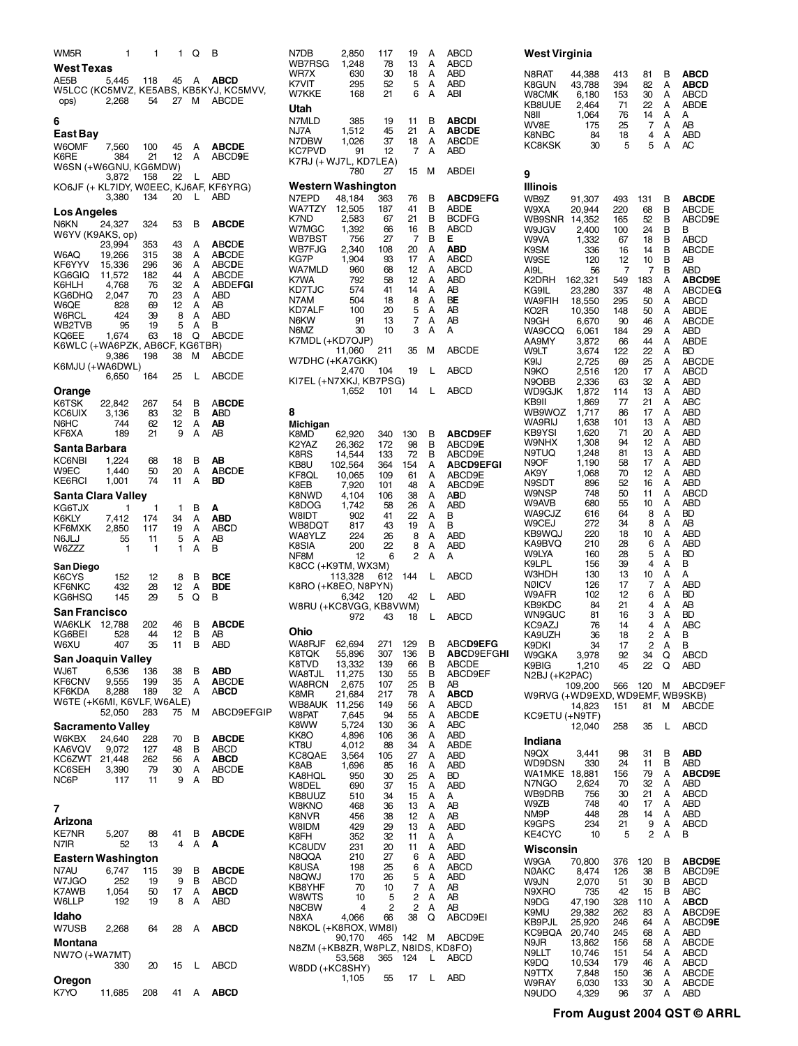WM5R 1 1 1 Q B

**West Texas**

AE5B 5,445 118 45 A **ABCD**

W5LCC (KC5MVZ, KE5ABS, KB5KYJ, KC5MVV, ops) 2,268 54 27 M ABCDE

## 6

**East Bay**

W6OMF 7,560 100 45 A **ABCDE**

K6RE 384 21 12 A ABCD**9**E

W6SN (+W6GNU, KG6MDW) 3,872 158 22 L ABD

KO6JF (+ KL7IDY, WØEEC, KJ6AF, KF6YRG) 3,380 134 20 L ABD

**Los Angeles**

N6KN 24,327 324 53 B **ABCDE**

W6YV (K9AKS, op) 23,994 353 43 A A**BC**D**E**

W6AQ 19,266 315 38 A A**BCDE**

KF6YYV 15,336 296 36 A ABC**DE**

KG6GIQ 11,572 182 44 A ABCDE

K6HLH 4,768 76 32 A ABDE**FGI**

KG6DHQ 2,047 70 23 A ABD

W6QE 828 69 12 A AB

W6RCL 424 39 8 A ABD

WB2TVB 95 19 5 A B

KQ6EE 1,674 63 18 Q ABCDE

K6WLC (+WA6PZK, AB6CF, KG6TBR) 9,386 198 38 M ABCDE

K6MJU (+WA6DWL) 6,650 164 25 L ABCDE

**Orange**

K6TSK 22,842 267 54 B A**BCDE**

KC6UIX 3,136 83 32 B **A**BD

N6HC 744 62 12 A **AB**

KF6XA 189 21 9 A AB

**Santa Barbara**

KC6NBI 1,224 68 18 B **AB**

W9EC 1,440 50 20 A **A**BC**D**E

KE6RCI 1,001 74 11 A **BD**

**Santa Clara Valley**

KG6TJX 1 1 1 B **A**

K6KLY 7,412 174 34 A **ABD**

KF6MXK 2,850 117 19 A ABC**D**

N6JLJ 55 11 5 A AB

W6ZZZ 1 1 1 A B

**San Diego**

K6CYS 152 12 8 B **BCE**

KF6NKC 432 28 12 A **BDE**

KG6HSQ 145 29 5 Q B

**San Francisco**

WA6KLK 12,788 202 46 B **ABCDE**

KG6BEI 528 44 12 B AB

W6XU 407 35 11 B ABD

**San Joaquin Valley**

WJ6T 6,536 136 38 B **ABD**

KF6CNV 9,555 199 35 A **A**BCD**E**

KF6KDA 8,288 189 32 A A**BCD**

W6TE (+K6MI, K6VLF, W6ALE) 52,050 283 75 M ABCD9EFGIP

**Sacramento Valley**

W6KBX 24,640 228 70 B **ABCDE**

KA6VQV 9,072 127 48 B ABCD

KC6ZWT 21,448 262 56 A **ABCD**

KC6SEH 3,390 79 30 A ABCD**E**

NC6P 117 11 9 A BD

## 7

**Arizona**

KE7NR 5,207 88 41 B **ABCDE**

N7IR 52 13 4 A **A**

**Eastern Washington**

N7AU 6,747 115 39 B **ABCDE**

W7JGO 252 19 9 B ABCD

K7AWB 1,054 50 17 A **ABCD**

W6LLP 192 19 8 A ABD

**Idaho**

W7USB 2,268 64 28 A **ABCD**

**Montana**

NW7O (+WA7MT) 330 20 15 L ABCD

**Oregon**

K7YO 11,685 208 41 A **ABCD**

N7DB 2,850 117 19 A ABCD

WB7RSG 1,248 78 13 A ABCD

WR7X 630 30 18 A ABD

K7VIT 295 52 5 A ABD

W7KKE 168 21 6 A AB**I**

**Utah**

N7MLD 385 19 11 B **ABCDI**

NJ7A 1,512 45 21 A **AB**C**DE**

N7DBW 1,026 37 18 A ABC**D**E

KC7PVD 91 12 7 A ABD

K7RJ (+ WJ7L, KD7LEA) 780 27 15 M ABDEI

**Western Washington**

N7EPD 48,184 363 76 B **ABCD9**E**FG**

WA7TZY 12,505 187 41 B ABD**E**

K7ND 2,583 67 21 B BCDFG

W7MGC 1,392 66 16 B ABCD

WB7BST 756 27 7 B **E**

WB7FJG 2,340 108 20 A **ABD**

KG7P 1,904 93 17 A ABC**D**

WA7MLD 960 68 12 A ABCD

K7WA 792 58 12 A ABD

KD7TJC 574 41 14 A AB

N7AM 504 18 8 A B**E**

KD7ALF 100 20 5 A AB

N6KW 91 13 7 A AB

N6MZ 30 10 3 A A

K7MDL (+KD7OJP) 11,060 211 35 M ABCDE

W7DHC (+KA7GKK) 2,470 104 19 L ABCD

KI7EL (+N7XKJ, KB7PSG) 1,652 101 14 L ABCD

## 8

**Michigan**

K8MD 62,920 340 130 B **ABCD9**E**F**

K2YAZ 26,362 172 98 B ABCD9**E**

K8RS 14,544 133 72 B ABCD9E

KB8U 102,564 364 154 A A**BCD9EFGI**

KF8QL 10,065 109 61 A ABCD9E

K8EB 7,920 101 48 A ABCD9E

K8NWD 4,104 106 38 A A**B**D

K8DOG 1,742 58 26 A ABD

W8IDT 902 41 22 A B

WB8DQT 817 43 19 A B

WA8YLZ 224 26 8 A ABD

K8SIA 200 22 8 A ABD

NF8M 12 6 2 A A

K8CC (+K9TM, WX3M) 113,328 612 144 L ABCD

K8RO (+K8EO, N8PYN) 6,342 120 42 L ABD

W8RU (+KC8VGG, KB8VWM) 972 43 18 L ABCD

**Ohio**

WA8RJF 62,694 271 129 B ABC**D9EFG**

K8TQK 55,896 307 136 B **ABC**D9EFG**HI**

K8TVD 13,332 139 66 B ABCDE

WA8TJL 11,275 130 55 B ABCD9EF

WA8RCN 2,675 107 25 B AB

K8MR 21,684 217 78 A **ABCD**

WB8AUK 11,256 149 56 A ABCD

W8PAT 7,645 94 55 A ABCD**E**

K8WW 5,724 130 36 A ABC

KK8O 4,896 106 36 A ABD

KT8U 4,012 88 34 A ABDE

KC8QAE 3,564 105 27 A ABD

K8AB 1,696 85 16 A ABD

KA8HQL 950 30 25 A BD

W8DEL 690 37 15 A ABD

KB8UUZ 510 34 15 A A

W8KNO 468 36 13 A AB

K8NVR 456 38 12 A AB

W8IDM 429 29 13 A ABD

K8FH 352 32 11 A A

KC8UDV 231 20 11 A ABD

N8QQA 210 27 6 A ABD

K8USA 198 25 6 A ABCD

N8QWJ 170 26 5 A ABD

KB8YHF 70 10 7 A AB

W8WTS 10 5 2 A AB

N8CBW 4 2 2 A AB

N8XA 4,066 66 38 Q ABCD9EI

N8KOL (+K8ROX, WM8I) 90,170 465 142 M ABCD9E

N8ZM (+KB8ZR, W8PLZ, N8IDS, KD8FO) 53,568 365 124 L ABCD

W8DD (+KC8SHY) 1,105 55 17 L ABD

**West Virginia**

N8RAT 44,388 413 81 B **ABCD**

K8GUN 43,788 394 82 A **ABCD**

W8CMK 6,180 153 30 A ABCD

KB8UUE 2,464 71 22 A ABD**E**

N8II 1,064 76 14 A A

WV8E 175 25 7 A AB

K8NBC 84 18 4 A ABD

KC8KSK 30 5 5 A AC

## 9

**Illinois**

WB9Z 91,307 493 131 B **ABCDE**

W9XA 20,944 220 68 B ABCDE

WB9SNR 14,352 165 52 B ABCD**9**E

W9JGV 2,400 100 24 B B

W9VA 1,332 67 18 B ABCD

K9SM 336 16 14 B ABCDE

W9SE 120 12 10 B AB

AI9L 56 7 7 B ABD

K2DRH 162,321 549 183 A **ABCD9E**

KG9IL 23,280 337 48 A ABCDE**G**

WA9FIH 18,550 295 50 A ABCD

KO2R 10,350 148 50 A ABDE

N9GH 6,670 90 46 A ABCDE

WA9CCQ 6,061 184 29 A ABD

AA9MY 3,872 66 44 A ABDE

W9LT 3,674 122 22 A BD

K9IJ 2,725 69 25 A ABCDE

N9KO 2,516 120 17 A ABCD

N9OBB 2,336 63 32 A ABD

WD9GJK 1,872 114 13 A ABD

KB9II 1,869 77 21 A ABC

WB9WOZ 1,717 86 17 A ABD

WA9RIJ 1,638 101 13 A ABD

KB9YSI 1,620 71 20 A ABD

W9NHX 1,308 94 12 A ABD

N9TUQ 1,248 81 13 A ABD

N9OF 1,190 58 17 A ABD

AK9Y 1,068 70 12 A ABD

N9SDT 896 52 16 A ABD

W9NSP 748 50 11 A ABCD

W9AVB 680 55 10 A ABD

WA9CJZ 616 64 8 A BD

W9CEJ 272 34 8 A AB

KB9WQJ 220 18 10 A ABD

KA9BVQ 210 28 6 A ABD

W9LYA 160 28 5 A BD

K9LPL 156 39 4 A B

W3HDH 130 13 10 A A

NØICV 126 17 7 A ABD

W9AFR 102 12 6 A BD

KB9KDC 84 21 4 A AB

WN9GUC 81 16 3 A BD

KC9AZJ 76 14 4 A ABC

KA9UZH 36 18 2 A B

K9DKI 34 17 2 A B

W9GKA 3,978 92 34 Q ABCD

K9BIG 1,210 45 22 Q ABD

N2BJ (+K2PAC) 109,200 566 120 M ABCD9EF

W9RVG (+WD9EXD, WD9EMF, WB9SKB) 14,823 151 81 M ABCDE

KC9ETU (+N9TF) 12,040 258 35 L ABCD

**Indiana**

N9QX 3,441 98 31 B **ABD**

WD9DSN 330 24 11 B ABD

WA1MKE 18,881 156 79 A **ABCD9E**

N7NGO 2,624 70 32 A ABD

WB9DRB 756 30 21 A ABCD

W9ZB 748 40 17 A ABD

NM9P 448 28 14 A ABD

K9GPS 234 21 9 A ABCD

KE4CYC 10 5 2 A B

**Wisconsin**

W9GA 70,800 376 120 B **ABCD9E**

NØAKC 8,474 126 38 B ABCD9E

W9JN 2,070 51 30 B ABCD

N9XRO 735 42 15 B ABC

N9DG 47,190 328 110 A A**B**CD

K9MU 29,382 262 83 A **A**BCD9E

KB9PJL 25,920 246 64 A ABCD**9E**

KC9BQA 20,740 245 68 A ABD

N9JR 13,862 156 58 A ABCDE

N9LLT 10,746 151 54 A ABCD

K9DQ 10,534 179 46 A ABCD

N9TTX 7,848 150 36 A ABCDE

W9RAY 6,030 133 30 A ABCDE

N9UDO 4,329 96 37 A ABD

**From August 2004 QST © ARRL**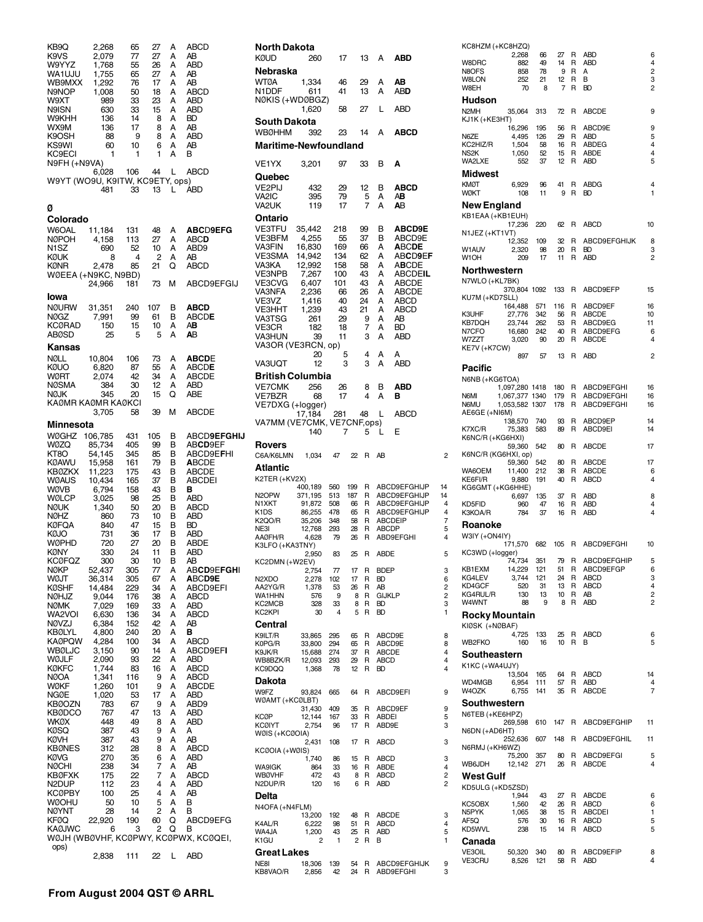| | | | | | |
|---|---|---|---|---|---|
| KB9Q | 2,268 | 65 | 27 | A | ABCD |
| K9VS | 2,079 | 77 | 27 | A | AB |
| W9YYZ | 1,768 | 55 | 26 | A | ABD |
| WA1UJU | 1,755 | 65 | 27 | A | AB |
| WB9MXX | 1,292 | 76 | 17 | A | AB |
| N9NOP | 1,008 | 50 | 18 | A | ABCD |
| W9XT | 989 | 33 | 23 | A | ABD |
| N9ISN | 630 | 33 | 15 | A | ABD |
| W9KHH | 136 | 14 | 8 | A | BD |
| WX9M | 136 | 17 | 8 | A | AB |
| K9OSH | 88 | 9 | 8 | A | ABD |
| KS9WI | 60 | 10 | 6 | A | AB |
| KC9ECI | 1 | 1 | 1 | A | B |
| N9FH (+N9VA) | 6,028 | 106 | 44 | L | ABCD |
| W9YT (WO9U, K9ITW, KC9ETY, ops) | 481 | 33 | 13 | L | ABD |

## Ø

### Colorado

| | | | | | |
|---|---|---|---|---|---|
| W6OAL | 11,184 | 131 | 48 | A | **ABC**D**9EFG** |
| NØPOH | 4,158 | 113 | 27 | A | ABC**D** |
| N1SZ | 690 | 52 | 10 | A | ABD9 |
| KØUK | 8 | 4 | 2 | A | AB |
| KØNR | 2,478 | 85 | 21 | Q | ABCD |
| WØEEA (+N9KC, N9BD) | 24,966 | 181 | 73 | M | ABCD9EFGIJ |

### Iowa

| | | | | | |
|---|---|---|---|---|---|
| NØURW | 31,351 | 240 | 107 | B | **ABCD** |
| NØGZ | 7,991 | 99 | 61 | B | ABCD**E** |
| KCØRAD | 150 | 15 | 10 | A | A**B** |
| ABØSD | 25 | 5 | 5 | A | **A**B |

### Kansas

| | | | | | |
|---|---|---|---|---|---|
| NØLL | 10,804 | 106 | 73 | A | **ABCD**E |
| KØUO | 6,820 | 87 | 55 | A | ABCD**E** |
| WØRT | 2,074 | 42 | 34 | A | ABCDE |
| NØSMA | 384 | 30 | 12 | A | ABD |
| NØJK | 345 | 20 | 15 | Q | ABE |
| KAØMR KAØMR KAØKCI | 3,705 | 58 | 39 | M | ABCDE |

### Minnesota

| | | | | | |
|---|---|---|---|---|---|
| WØGHZ | 106,785 | 431 | 105 | B | ABCD**9EFGHIJ** |
| WØZQ | 85,734 | 405 | 99 | B | AB**CD**9EF |
| KT8O | 54,145 | 345 | 85 | B | ABCD9E**F**HI |
| KØAWU | 15,958 | 161 | 79 | B | **A**BCDE |
| KBØZKX | 11,223 | 175 | 43 | B | ABCDE |
| WØAUS | 10,434 | 165 | 37 | B | ABCDEI |
| WØVB | 6,794 | 158 | 43 | B | **B** |
| WØLCP | 3,025 | 98 | 25 | B | ABD |
| NØUK | 1,340 | 50 | 20 | B | ABCD |
| NØHZ | 860 | 73 | 10 | B | ABD |
| KØFQA | 840 | 47 | 15 | B | BD |
| KØJO | 731 | 36 | 17 | B | ABD |
| WØPHD | 720 | 27 | 20 | B | ABDE |
| KØNY | 330 | 24 | 11 | B | ABD |
| KCØFQZ | 300 | 30 | 10 | B | AB |
| NØKP | 52,437 | 305 | 77 | A | AB**CD9**E**FGH**I |
| WØJT | 36,314 | 305 | 67 | A | **A**BCD**9E** |
| KØSHF | 14,484 | 229 | 34 | A | ABCD9EFI |
| NØHJZ | 9,044 | 176 | 38 | A | ABCD |
| NØMK | 7,029 | 169 | 33 | A | ABD |
| WA2VOI | 6,630 | 136 | 34 | A | ABCD |
| NØVZJ | 6,384 | 152 | 42 | A | AB |
| KBØLYL | 4,800 | 240 | 20 | A | **B** |
| KAØPQW | 4,284 | 100 | 34 | A | ABCD |
| WBØLJC | 3,150 | 90 | 14 | A | ABCD9EF**I** |
| WØLJF | 2,090 | 93 | 22 | A | ABD |
| KØKFC | 1,744 | 83 | 16 | A | ABCD |
| NØOA | 1,341 | 116 | 9 | A | ABCD |
| WØKF | 1,260 | 101 | 9 | A | ABCDE |
| NGØE | 1,020 | 53 | 17 | A | ABD |
| KBØOZN | 783 | 67 | 9 | A | ABD9 |
| KBØDCO | 767 | 47 | 13 | A | ABD |
| WKØX | 448 | 49 | 8 | A | ABD |
| KØSQ | 387 | 43 | 9 | A | A |
| KØVH | 387 | 43 | 9 | A | AB |
| KBØNES | 312 | 28 | 8 | A | ABCD |
| KØVG | 270 | 35 | 6 | A | ABD |
| NØCHI | 238 | 34 | 7 | A | AB |
| KBØFXK | 175 | 22 | 7 | A | ABCD |
| N2DUP | 112 | 23 | 4 | A | ABD |
| KCØPBY | 100 | 25 | 4 | A | AB |
| WØOHU | 50 | 10 | 5 | A | B |
| NØYNT | 28 | 14 | 2 | A | B |
| KFØQ | 22,920 | 190 | 60 | Q | ABCD9EFG |
| KAØJWC | 6 | 3 | 2 | Q | B |
| WØJH (WBØVHF, KCØPWY, KCØPWX, KCØQEI, ops) | 2,838 | 111 | 22 | L | ABD |

### North Dakota

| | | | | | |
|---|---|---|---|---|---|
| KØUD | 260 | 17 | 13 | A | **ABD** |

### Nebraska

| | | | | | |
|---|---|---|---|---|---|
| WTØA | 1,334 | 46 | 29 | A | **AB** |
| N1DDF | 611 | 41 | 13 | A | AB**D** |
| NØKIS (+WDØBGZ) | 1,620 | 58 | 27 | L | ABD |

### South Dakota

| | | | | | |
|---|---|---|---|---|---|
| WBØHHM | 392 | 23 | 14 | A | **ABCD** |

### Maritime-Newfoundland

| | | | | | |
|---|---|---|---|---|---|
| VE1YX | 3,201 | 97 | 33 | B | **A** |

### Quebec

| | | | | | |
|---|---|---|---|---|---|
| VE2PIJ | 432 | 29 | 12 | B | **ABCD** |
| VA2IC | 395 | 79 | 5 | A | A**B** |
| VA2UK | 119 | 17 | 7 | A | **A**B |

### Ontario

| | | | | | |
|---|---|---|---|---|---|
| VE3TFU | 35,442 | 218 | 99 | B | **ABCD9E** |
| VE3BFM | 4,255 | 55 | 37 | B | ABCD9E |
| VA3FIN | 16,830 | 169 | 66 | A | **A**BCDE |
| VE3SMA | 14,942 | 134 | 62 | A | AB**C9**E**F** |
| VA3KA | 12,992 | 158 | 58 | A | A**B**CDE |
| VE3NPB | 7,267 | 100 | 43 | A | ABCDE**IL** |
| VE3CVG | 6,407 | 101 | 43 | A | ABCDE |
| VA3NFA | 2,236 | 66 | 26 | A | ABCDE |
| VE3VZ | 1,416 | 40 | 24 | A | ABCD |
| VE3HHT | 1,239 | 43 | 21 | A | ABCD |
| VA3TSG | 261 | 29 | 9 | A | AB |
| VE3CR | 182 | 18 | 7 | A | BD |
| VA3HUN | 39 | 11 | 3 | A | ABD |
| VA3OR (VE3RCN, op) | 20 | 5 | 4 | A | A |
| VA3UQT | 12 | 3 | 3 | A | ABD |

### British Columbia

| | | | | | |
|---|---|---|---|---|---|
| VE7CMK | 256 | 26 | 8 | B | **ABD** |
| VE7BZR | 68 | 17 | 4 | A | **B** |
| VE7DXG (+logger) | 17,184 | 281 | 48 | L | ABCD |
| VA7MM (VE7CMK, VE7CNF, ops) | 140 | 7 | 5 | L | E |

### Rovers

| | | | | | | |
|---|---|---|---|---|---|---|
| C6A/K6LMN | 1,034 | 47 | 22 | R | AB | 2 |

### Atlantic

| | | | | | | |
|---|---|---|---|---|---|---|
| K2TER (+KV2X) | 400,189 | 560 | 199 | R | ABCD9EFGHIJP | 14 |
| N2OPW | 371,195 | 513 | 187 | R | ABCD9EFGHIJP | 14 |
| N1XKT | 91,872 | 508 | 66 | R | ABCD9EFGHIJP | 4 |
| K1DS | 86,255 | 478 | 65 | R | ABCD9EFGHIJP | 4 |
| K2QO/R | 35,206 | 348 | 58 | R | ABCDEIP | 7 |
| NE3I | 12,768 | 293 | 28 | R | ABCDP | 5 |
| AAØFH/R | 4,628 | 79 | 26 | R | ABD9EFGHI | 4 |
| K3LFO (+KA3TNY) | 2,950 | 83 | 25 | R | ABDE | 5 |
| KC2DMN (+W2EV) | 2,754 | 77 | 17 | R | BDEP | 3 |
| N2XDO | 2,278 | 102 | 17 | R | BD | 6 |
| AA2YG/R | 1,378 | 53 | 26 | R | AB | 2 |
| WA1HHN | 576 | 9 | 8 | R | GIJKLP | 2 |
| KC2MCB | 328 | 33 | 8 | R | BD | 3 |
| KC2KPI | 30 | 4 | 5 | R | BD | 1 |

### Central

| | | | | | | |
|---|---|---|---|---|---|---|
| K9ILT/R | 33,865 | 295 | 65 | R | ABCD9E | 8 |
| K0PG/R | 33,800 | 294 | 65 | R | ABCD9E | 8 |
| K9JK/R | 15,688 | 274 | 37 | R | ABCDE | 4 |
| WB8BZK/R | 12,093 | 293 | 29 | R | ABCD | 4 |
| KC9DQQ | 1,368 | 78 | 12 | R | BD | 4 |

### Dakota

| | | | | | | |
|---|---|---|---|---|---|---|
| W9FZ | 93,824 | 665 | 64 | R | ABCD9EFI | 9 |
| WØAMT (+KCØLBT) | 31,430 | 409 | 35 | R | ABCD9EF | 9 |
| KCØP | 12,144 | 167 | 33 | R | ABDEI | 5 |
| KCØIYT | 2,754 | 96 | 17 | R | ABD9E | 3 |
| WØIS (+KCØOIA) | 2,431 | 108 | 17 | R | ABCD | 3 |
| KCØOIA (+WØIS) | 1,740 | 86 | 15 | R | ABCD | 3 |
| WA9IGK | 864 | 33 | 16 | R | ABDE | 4 |
| WB0VHF | 472 | 43 | 8 | R | ABCD | 2 |
| N2DUP/R | 120 | 16 | 6 | R | ABD | 2 |

### Delta

| | | | | | | |
|---|---|---|---|---|---|---|
| N4OFA (+N4FLM) | 13,200 | 192 | 48 | R | ABCDE | 3 |
| K4AL/R | 6,222 | 98 | 51 | R | ABCD | 4 |
| WA4JA | 1,200 | 43 | 25 | R | ABD | 5 |
| K1GU | 2 | 1 | 2 | R | B | 1 |

### Great Lakes

| | | | | | | |
|---|---|---|---|---|---|---|
| NE8I | 18,306 | 139 | 54 | R | ABCD9EFGHIJK | 9 |
| KB8VAO/R | 2,856 | 42 | 24 | R | ABD9EFGHI | 3 |
| KC8HZM (+KC8HZQ) | 2,268 | 66 | 27 | R | ABD | 6 |
| W8DRC | 882 | 49 | 14 | R | ABD | 4 |
| N8OFS | 858 | 78 | 9 | R | A | 2 |
| W8LON | 252 | 21 | 12 | R | B | 3 |
| W8EH | 70 | 8 | 7 | R | BD | 2 |

### Hudson

| | | | | | | |
|---|---|---|---|---|---|---|
| N2MH | 35,064 | 313 | 72 | R | ABCDE | 9 |
| KJ1K (+KE3HT) | 16,296 | 195 | 56 | R | ABCD9E | 9 |
| N6ZE | 4,495 | 126 | 29 | R | ABD | 5 |
| KC2HIZ/R | 1,504 | 58 | 16 | R | ABDEG | 4 |
| NS2K | 1,050 | 52 | 15 | R | ABDE | 4 |
| WA2LXE | 552 | 37 | 12 | R | ABD | 5 |

### Midwest

| | | | | | | |
|---|---|---|---|---|---|---|
| KMØT | 6,929 | 96 | 41 | R | ABDG | 4 |
| WØKT | 108 | 11 | 9 | R | BD | 1 |

### New England

| | | | | | | |
|---|---|---|---|---|---|---|
| KB1EAA (+KB1EUH) | 17,236 | 220 | 62 | R | ABCD | 10 |
| N1JEZ (+KT1VT) | 12,352 | 109 | 32 | R | ABCD9EFGHIJK | 8 |
| W1AUV | 2,320 | 98 | 20 | R | BD | 3 |
| W1OH | 209 | 17 | 11 | R | ABD | 2 |

### Northwestern

| | | | | | | |
|---|---|---|---|---|---|---|
| N7WLO (+KL7BK) | 370,804 | 1092 | 133 | R | ABCD9EFP | 15 |
| KU7M (+KD7SLL) | 164,488 | 571 | 116 | R | ABCD9EF | 16 |
| K3UHF | 27,776 | 342 | 56 | R | ABCDE | 10 |
| KB7DQH | 23,744 | 262 | 53 | R | ABCD9EG | 11 |
| N7CFO | 16,680 | 242 | 40 | R | ABCD9EFG | 6 |
| W7ZZT | 3,020 | 90 | 20 | R | ABCDE | 4 |
| KE7V (+K7CW) | 897 | 57 | 13 | R | ABD | 2 |

### Pacific

| | | | | | | |
|---|---|---|---|---|---|---|
| N6NB (+KG6TOA) | 1,097,280 | 1418 | 180 | R | ABCD9EFGHI | 16 |
| N6MI | 1,067,377 | 1340 | 179 | R | ABCD9EFGHI | 16 |
| N6MU | 1,053,582 | 1307 | 178 | R | ABCD9EFGHI | 16 |
| AE6GE (+NI6M) | 138,570 | 740 | 93 | R | ABCD9EP | 14 |
| K7XC/R | 75,383 | 583 | 89 | R | ABCD9EI | 14 |
| K6NC/R (+KG6HXI) | 59,360 | 542 | 80 | R | ABCDE | 17 |
| K6NC/R (KG6HXI, op) | 59,360 | 542 | 80 | R | ABCDE | 17 |
| WA6OEM | 11,400 | 212 | 38 | R | ABCDE | 6 |
| KE6FI/R | 9,880 | 191 | 40 | R | ABCD | 4 |
| KG6GMT (+KG6HHE) | 6,697 | 135 | 37 | R | ABD | 8 |
| KD5FID | 960 | 47 | 16 | R | ABD | 4 |
| K3KOA/R | 784 | 37 | 16 | R | ABD | 4 |

### Roanoke

| | | | | | | |
|---|---|---|---|---|---|---|
| W3IY (+ON4IY) | 171,570 | 682 | 105 | R | ABCD9EFGHI | 10 |
| KC3WD (+logger) | 74,734 | 351 | 79 | R | ABCD9EFGHIP | 5 |
| KB1EXM | 14,229 | 121 | 51 | R | ABCD9EFGP | 6 |
| KG4LEV | 3,744 | 121 | 24 | R | ABCD | 3 |
| KD4GCF | 520 | 31 | 13 | R | ABCD | 4 |
| KG4RUL/R | 130 | 13 | 10 | R | AB | 2 |
| W4WNT | 88 | 9 | 8 | R | ABD | 2 |

### Rocky Mountain

| | | | | | | |
|---|---|---|---|---|---|---|
| KIØSK (+NØBAF) | 4,725 | 133 | 25 | R | ABCD | 6 |
| WB2FKO | 160 | 16 | 10 | R | B | 5 |

### Southeastern

| | | | | | | |
|---|---|---|---|---|---|---|
| K1KC (+WA4UJY) | 13,504 | 165 | 64 | R | ABCD | 14 |
| WD4MGB | 6,954 | 111 | 57 | R | ABD | 4 |
| W4OZK | 6,755 | 141 | 35 | R | ABCDE | 7 |

### Southwestern

| | | | | | | |
|---|---|---|---|---|---|---|
| N6TEB (+KE6HPZ) | 269,598 | 610 | 147 | R | ABCD9EFGHIP | 11 |
| N6DN (+AD6HT) | 252,636 | 607 | 148 | R | ABCD9EFGHIL | 11 |
| N6RMJ (+KH6WZ) | 75,200 | 357 | 80 | R | ABCD9EFGI | 5 |
| WB6JDH | 12,142 | 271 | 26 | R | ABCDE | 4 |

### West Gulf

| | | | | | | |
|---|---|---|---|---|---|---|
| KD5ULG (+KD5ZSD) | 1,944 | 43 | 27 | R | ABCDE | 6 |
| KC5OBX | 1,560 | 42 | 26 | R | ABCD | 6 |
| N5PYK | 1,065 | 38 | 15 | R | ABCDEI | 1 |
| AF5Q | 576 | 30 | 16 | R | ABCD | 5 |
| KD5WVL | 238 | 15 | 14 | R | ABCD | 5 |

### Canada

| | | | | | | |
|---|---|---|---|---|---|---|
| VE3OIL | 50,320 | 340 | 80 | R | ABCD9EFIP | 8 |
| VE3CRU | 8,526 | 121 | 58 | R | ABD | 4 |

**From August 2004 QST © ARRL**